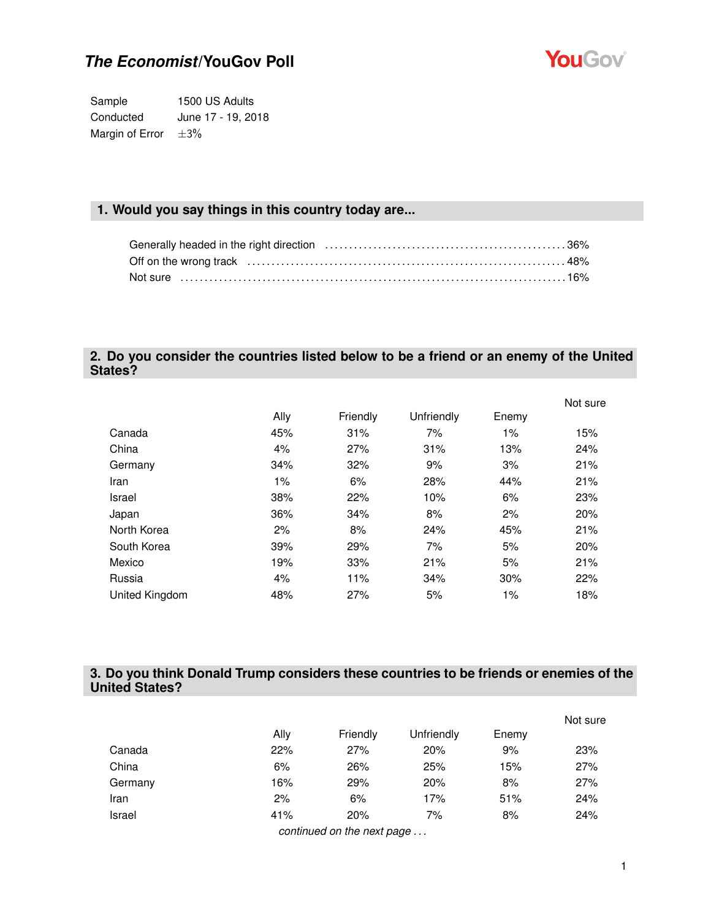# *The Economist*/YouGov Poll

| | |
|---|---|
| Sample | 1500 US Adults |
| Conducted | June 17 - 19, 2018 |
| Margin of Error | ±3% |

## 1. Would you say things in this country today are...

Generally headed in the right direction ........ 36%
Off on the wrong track ........ 48%
Not sure ........ 16%

## 2. Do you consider the countries listed below to be a friend or an enemy of the United States?

| | Ally | Friendly | Unfriendly | Enemy | Not sure |
|---|---|---|---|---|---|
| Canada | 45% | 31% | 7% | 1% | 15% |
| China | 4% | 27% | 31% | 13% | 24% |
| Germany | 34% | 32% | 9% | 3% | 21% |
| Iran | 1% | 6% | 28% | 44% | 21% |
| Israel | 38% | 22% | 10% | 6% | 23% |
| Japan | 36% | 34% | 8% | 2% | 20% |
| North Korea | 2% | 8% | 24% | 45% | 21% |
| South Korea | 39% | 29% | 7% | 5% | 20% |
| Mexico | 19% | 33% | 21% | 5% | 21% |
| Russia | 4% | 11% | 34% | 30% | 22% |
| United Kingdom | 48% | 27% | 5% | 1% | 18% |

## 3. Do you think Donald Trump considers these countries to be friends or enemies of the United States?

| | Ally | Friendly | Unfriendly | Enemy | Not sure |
|---|---|---|---|---|---|
| Canada | 22% | 27% | 20% | 9% | 23% |
| China | 6% | 26% | 25% | 15% | 27% |
| Germany | 16% | 29% | 20% | 8% | 27% |
| Iran | 2% | 6% | 17% | 51% | 24% |
| Israel | 41% | 20% | 7% | 8% | 24% |

*continued on the next page . . .*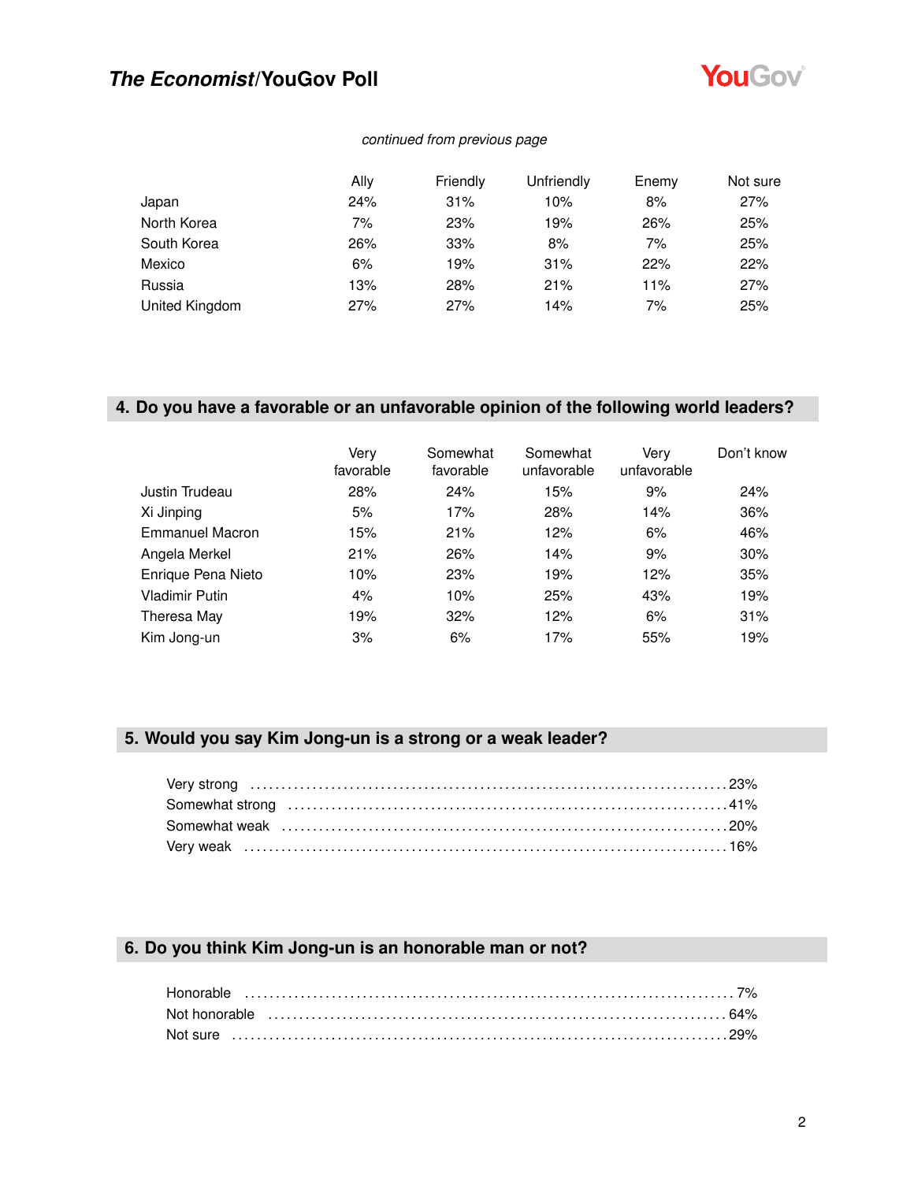*continued from previous page*

| | Ally | Friendly | Unfriendly | Enemy | Not sure |
|---|---|---|---|---|---|
| Japan | 24% | 31% | 10% | 8% | 27% |
| North Korea | 7% | 23% | 19% | 26% | 25% |
| South Korea | 26% | 33% | 8% | 7% | 25% |
| Mexico | 6% | 19% | 31% | 22% | 22% |
| Russia | 13% | 28% | 21% | 11% | 27% |
| United Kingdom | 27% | 27% | 14% | 7% | 25% |

## 4. Do you have a favorable or an unfavorable opinion of the following world leaders?

| | Very favorable | Somewhat favorable | Somewhat unfavorable | Very unfavorable | Don't know |
|---|---|---|---|---|---|
| Justin Trudeau | 28% | 24% | 15% | 9% | 24% |
| Xi Jinping | 5% | 17% | 28% | 14% | 36% |
| Emmanuel Macron | 15% | 21% | 12% | 6% | 46% |
| Angela Merkel | 21% | 26% | 14% | 9% | 30% |
| Enrique Pena Nieto | 10% | 23% | 19% | 12% | 35% |
| Vladimir Putin | 4% | 10% | 25% | 43% | 19% |
| Theresa May | 19% | 32% | 12% | 6% | 31% |
| Kim Jong-un | 3% | 6% | 17% | 55% | 19% |

## 5. Would you say Kim Jong-un is a strong or a weak leader?

| | |
|---|---|
| Very strong | 23% |
| Somewhat strong | 41% |
| Somewhat weak | 20% |
| Very weak | 16% |

## 6. Do you think Kim Jong-un is an honorable man or not?

| | |
|---|---|
| Honorable | 7% |
| Not honorable | 64% |
| Not sure | 29% |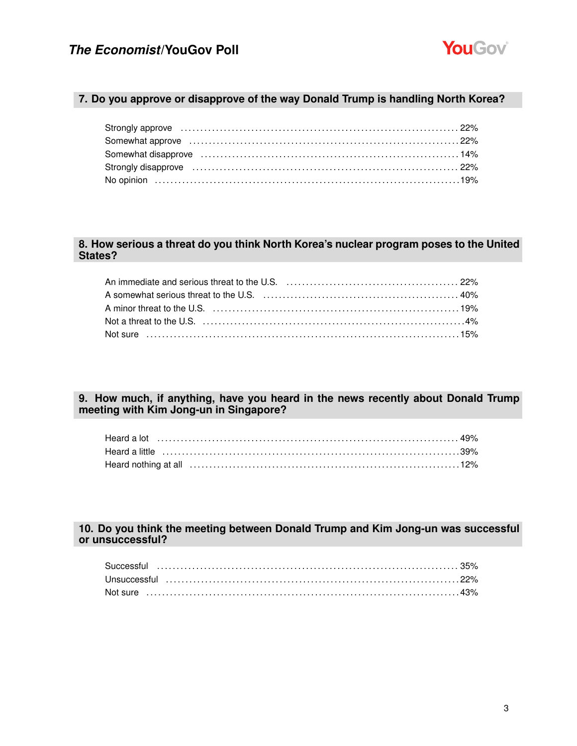## 7. Do you approve or disapprove of the way Donald Trump is handling North Korea?

| Response | % |
|---|---|
| Strongly approve | 22% |
| Somewhat approve | 22% |
| Somewhat disapprove | 14% |
| Strongly disapprove | 22% |
| No opinion | 19% |

## 8. How serious a threat do you think North Korea's nuclear program poses to the United States?

| Response | % |
|---|---|
| An immediate and serious threat to the U.S. | 22% |
| A somewhat serious threat to the U.S. | 40% |
| A minor threat to the U.S. | 19% |
| Not a threat to the U.S. | 4% |
| Not sure | 15% |

## 9. How much, if anything, have you heard in the news recently about Donald Trump meeting with Kim Jong-un in Singapore?

| Response | % |
|---|---|
| Heard a lot | 49% |
| Heard a little | 39% |
| Heard nothing at all | 12% |

## 10. Do you think the meeting between Donald Trump and Kim Jong-un was successful or unsuccessful?

| Response | % |
|---|---|
| Successful | 35% |
| Unsuccessful | 22% |
| Not sure | 43% |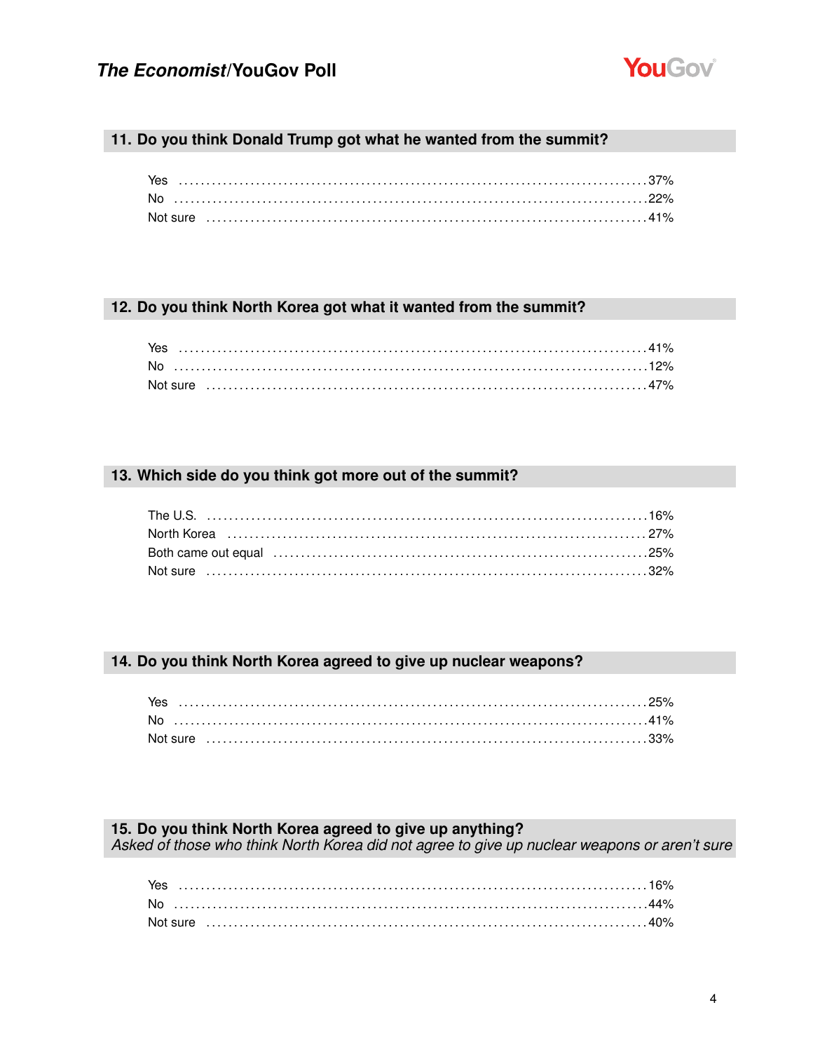## 11. Do you think Donald Trump got what he wanted from the summit?

| | |
|---|---|
| Yes | 37% |
| No | 22% |
| Not sure | 41% |

## 12. Do you think North Korea got what it wanted from the summit?

| | |
|---|---|
| Yes | 41% |
| No | 12% |
| Not sure | 47% |

## 13. Which side do you think got more out of the summit?

| | |
|---|---|
| The U.S. | 16% |
| North Korea | 27% |
| Both came out equal | 25% |
| Not sure | 32% |

## 14. Do you think North Korea agreed to give up nuclear weapons?

| | |
|---|---|
| Yes | 25% |
| No | 41% |
| Not sure | 33% |

## 15. Do you think North Korea agreed to give up anything?

*Asked of those who think North Korea did not agree to give up nuclear weapons or aren't sure*

| | |
|---|---|
| Yes | 16% |
| No | 44% |
| Not sure | 40% |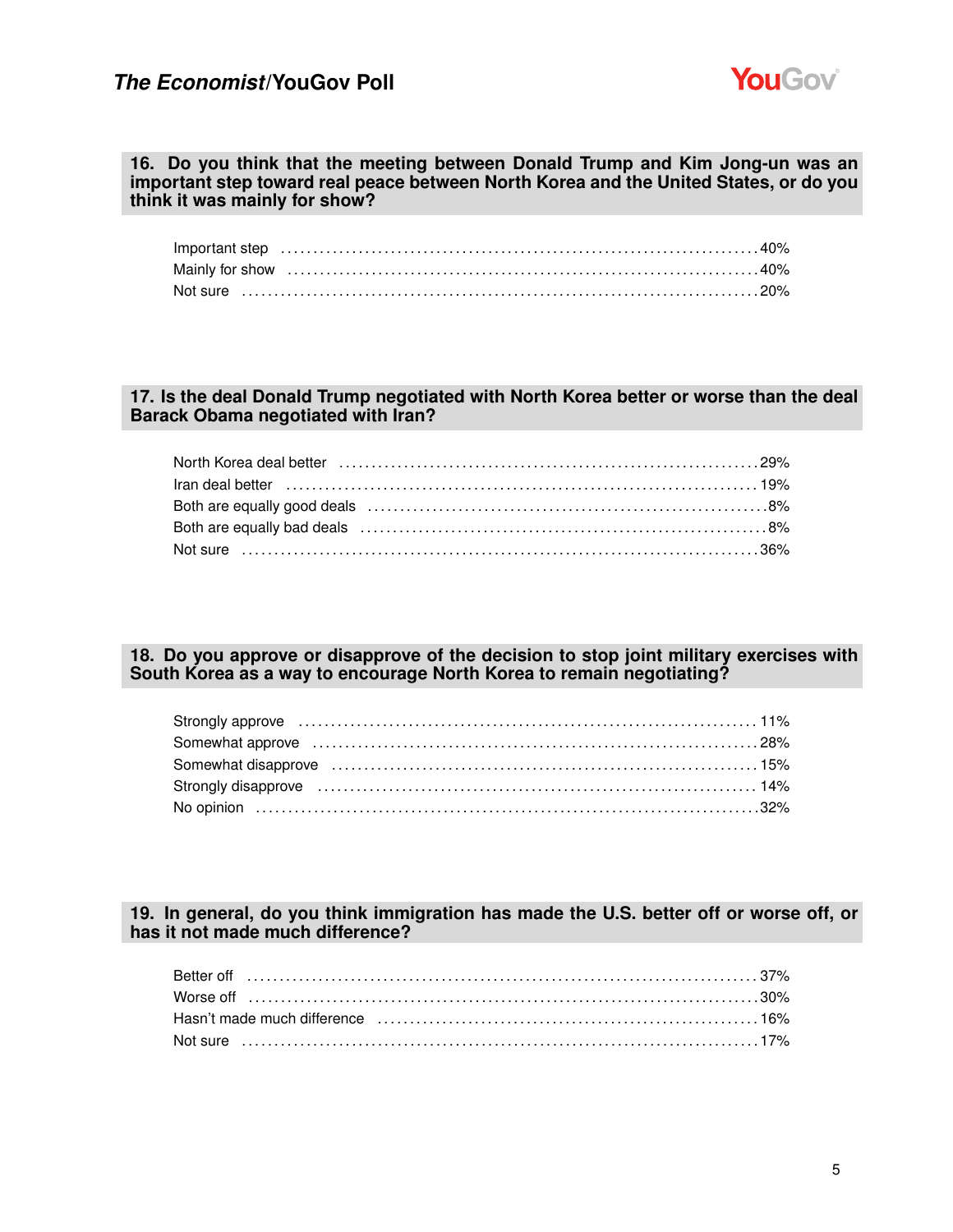### 16. Do you think that the meeting between Donald Trump and Kim Jong-un was an important step toward real peace between North Korea and the United States, or do you think it was mainly for show?

| | |
|---|---|
| Important step | 40% |
| Mainly for show | 40% |
| Not sure | 20% |

### 17. Is the deal Donald Trump negotiated with North Korea better or worse than the deal Barack Obama negotiated with Iran?

| | |
|---|---|
| North Korea deal better | 29% |
| Iran deal better | 19% |
| Both are equally good deals | 8% |
| Both are equally bad deals | 8% |
| Not sure | 36% |

### 18. Do you approve or disapprove of the decision to stop joint military exercises with South Korea as a way to encourage North Korea to remain negotiating?

| | |
|---|---|
| Strongly approve | 11% |
| Somewhat approve | 28% |
| Somewhat disapprove | 15% |
| Strongly disapprove | 14% |
| No opinion | 32% |

### 19. In general, do you think immigration has made the U.S. better off or worse off, or has it not made much difference?

| | |
|---|---|
| Better off | 37% |
| Worse off | 30% |
| Hasn't made much difference | 16% |
| Not sure | 17% |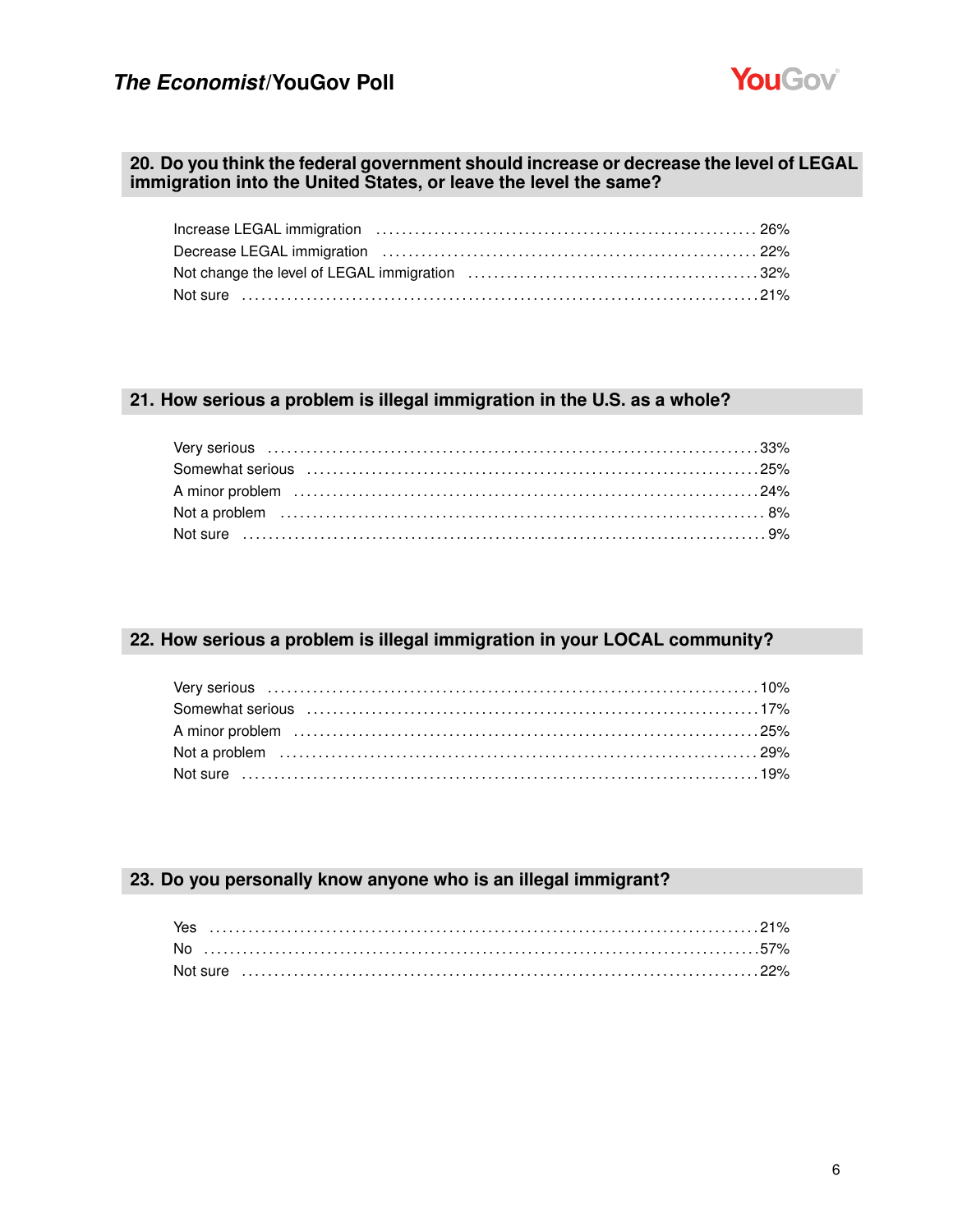## 20. Do you think the federal government should increase or decrease the level of LEGAL immigration into the United States, or leave the level the same?

| | |
|---|---|
| Increase LEGAL immigration | 26% |
| Decrease LEGAL immigration | 22% |
| Not change the level of LEGAL immigration | 32% |
| Not sure | 21% |

## 21. How serious a problem is illegal immigration in the U.S. as a whole?

| | |
|---|---|
| Very serious | 33% |
| Somewhat serious | 25% |
| A minor problem | 24% |
| Not a problem | 8% |
| Not sure | 9% |

## 22. How serious a problem is illegal immigration in your LOCAL community?

| | |
|---|---|
| Very serious | 10% |
| Somewhat serious | 17% |
| A minor problem | 25% |
| Not a problem | 29% |
| Not sure | 19% |

## 23. Do you personally know anyone who is an illegal immigrant?

| | |
|---|---|
| Yes | 21% |
| No | 57% |
| Not sure | 22% |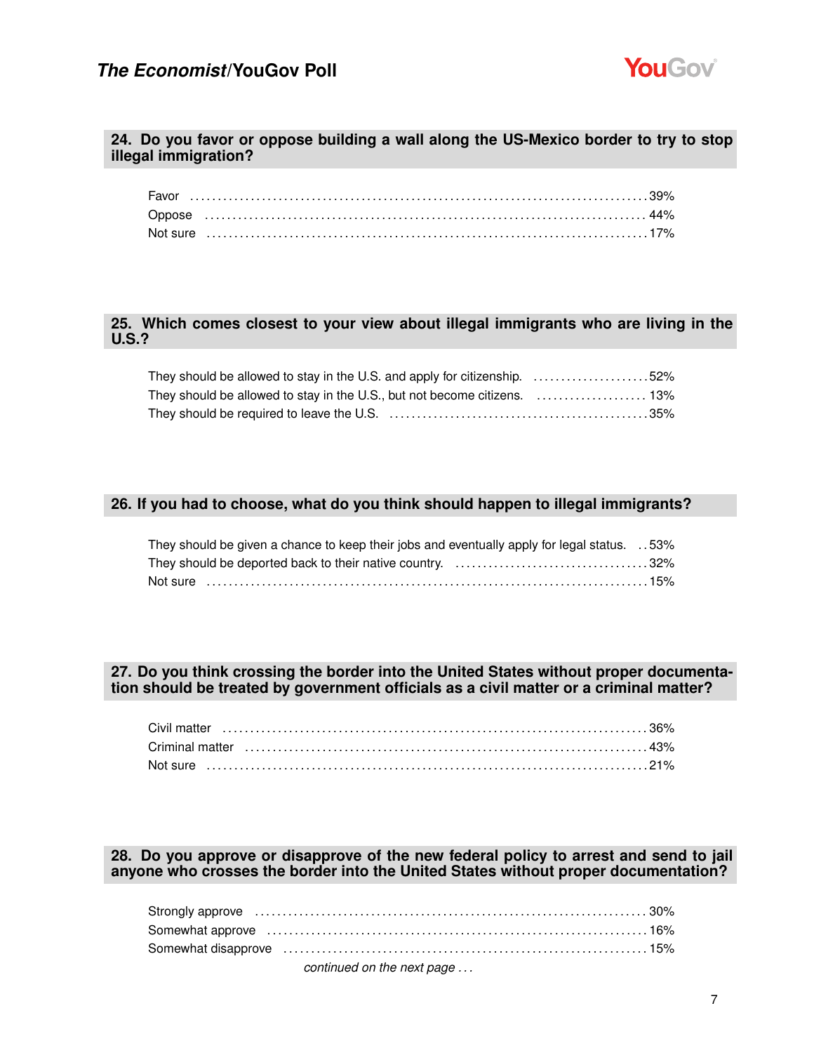## 24. Do you favor or oppose building a wall along the US-Mexico border to try to stop illegal immigration?

| | |
|---|---|
| Favor | 39% |
| Oppose | 44% |
| Not sure | 17% |

## 25. Which comes closest to your view about illegal immigrants who are living in the U.S.?

| | |
|---|---|
| They should be allowed to stay in the U.S. and apply for citizenship. | 52% |
| They should be allowed to stay in the U.S., but not become citizens. | 13% |
| They should be required to leave the U.S. | 35% |

## 26. If you had to choose, what do you think should happen to illegal immigrants?

| | |
|---|---|
| They should be given a chance to keep their jobs and eventually apply for legal status. | 53% |
| They should be deported back to their native country. | 32% |
| Not sure | 15% |

## 27. Do you think crossing the border into the United States without proper documentation should be treated by government officials as a civil matter or a criminal matter?

| | |
|---|---|
| Civil matter | 36% |
| Criminal matter | 43% |
| Not sure | 21% |

## 28. Do you approve or disapprove of the new federal policy to arrest and send to jail anyone who crosses the border into the United States without proper documentation?

| | |
|---|---|
| Strongly approve | 30% |
| Somewhat approve | 16% |
| Somewhat disapprove | 15% |

*continued on the next page . . .*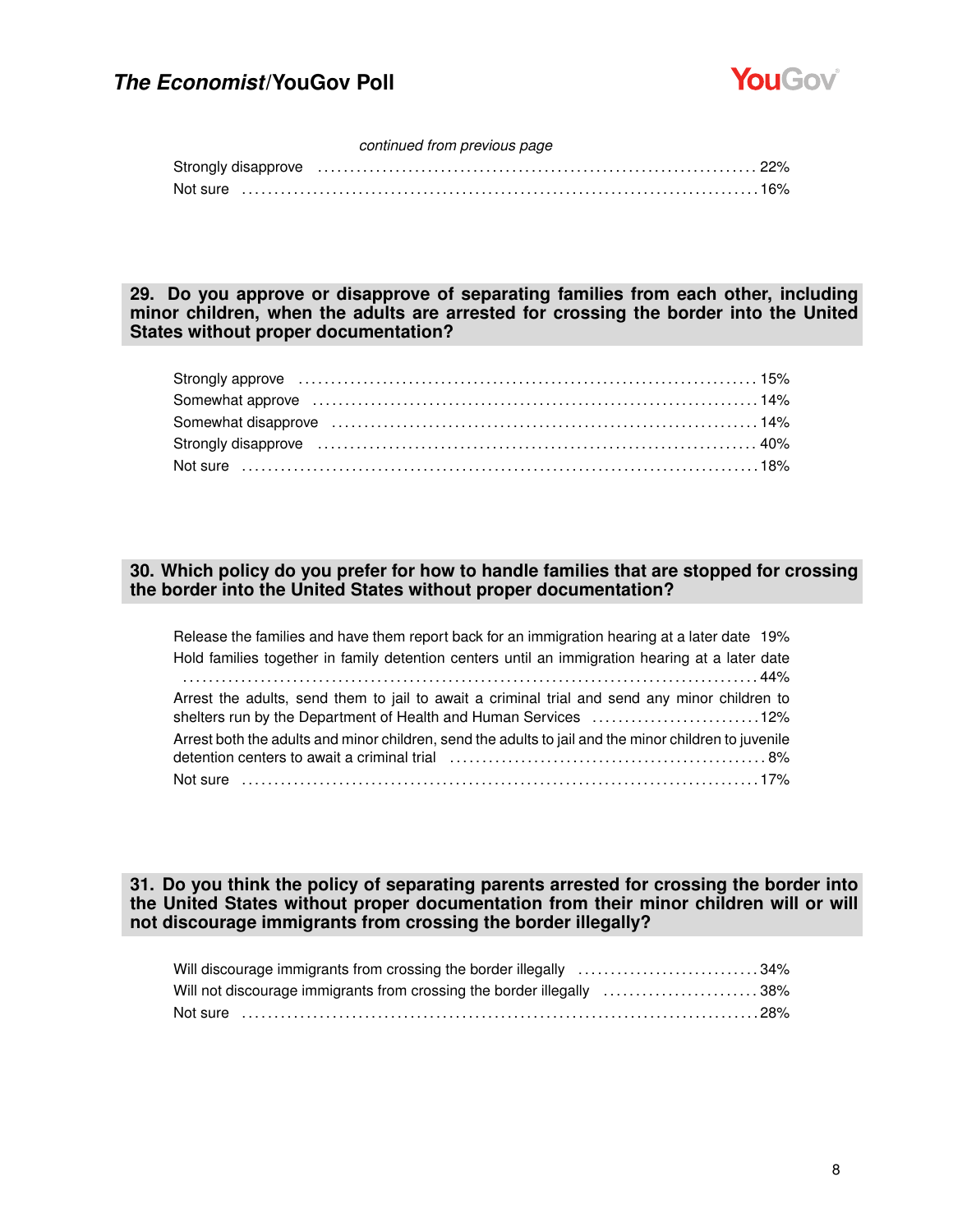*continued from previous page*

| | |
|---|---|
| Strongly disapprove | 22% |
| Not sure | 16% |

## 29. Do you approve or disapprove of separating families from each other, including minor children, when the adults are arrested for crossing the border into the United States without proper documentation?

| | |
|---|---|
| Strongly approve | 15% |
| Somewhat approve | 14% |
| Somewhat disapprove | 14% |
| Strongly disapprove | 40% |
| Not sure | 18% |

## 30. Which policy do you prefer for how to handle families that are stopped for crossing the border into the United States without proper documentation?

| | |
|---|---|
| Release the families and have them report back for an immigration hearing at a later date | 19% |
| Hold families together in family detention centers until an immigration hearing at a later date | 44% |
| Arrest the adults, send them to jail to await a criminal trial and send any minor children to shelters run by the Department of Health and Human Services | 12% |
| Arrest both the adults and minor children, send the adults to jail and the minor children to juvenile detention centers to await a criminal trial | 8% |
| Not sure | 17% |

## 31. Do you think the policy of separating parents arrested for crossing the border into the United States without proper documentation from their minor children will or will not discourage immigrants from crossing the border illegally?

| | |
|---|---|
| Will discourage immigrants from crossing the border illegally | 34% |
| Will not discourage immigrants from crossing the border illegally | 38% |
| Not sure | 28% |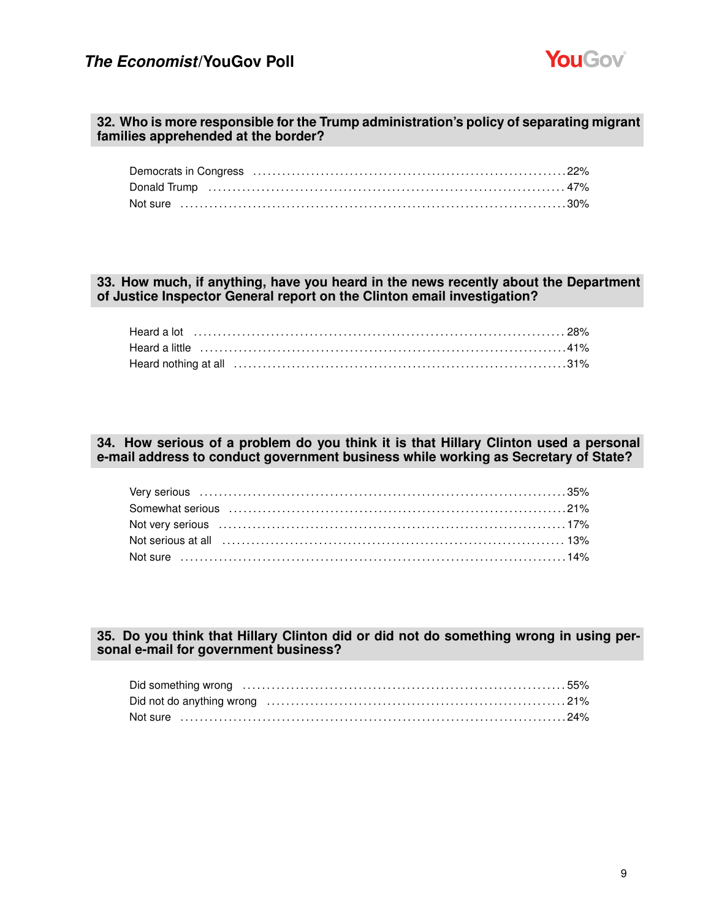### 32. Who is more responsible for the Trump administration's policy of separating migrant families apprehended at the border?

| | |
|---|---|
| Democrats in Congress | 22% |
| Donald Trump | 47% |
| Not sure | 30% |

### 33. How much, if anything, have you heard in the news recently about the Department of Justice Inspector General report on the Clinton email investigation?

| | |
|---|---|
| Heard a lot | 28% |
| Heard a little | 41% |
| Heard nothing at all | 31% |

### 34. How serious of a problem do you think it is that Hillary Clinton used a personal e-mail address to conduct government business while working as Secretary of State?

| | |
|---|---|
| Very serious | 35% |
| Somewhat serious | 21% |
| Not very serious | 17% |
| Not serious at all | 13% |
| Not sure | 14% |

### 35. Do you think that Hillary Clinton did or did not do something wrong in using personal e-mail for government business?

| | |
|---|---|
| Did something wrong | 55% |
| Did not do anything wrong | 21% |
| Not sure | 24% |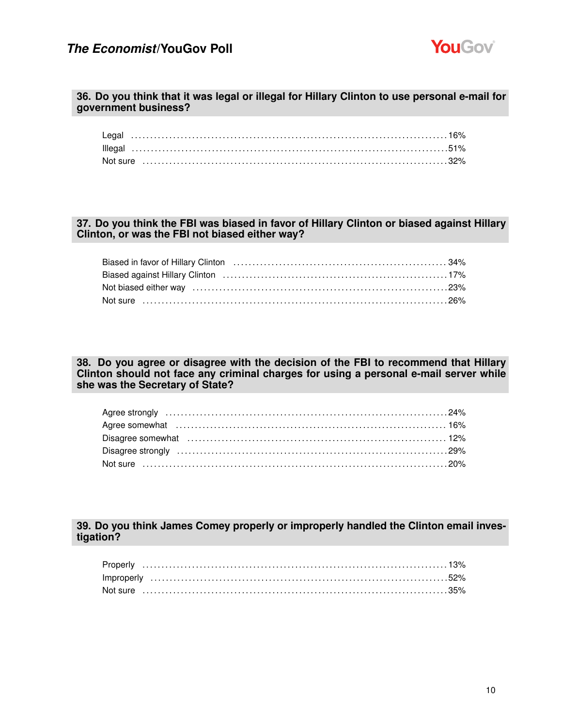### 36. Do you think that it was legal or illegal for Hillary Clinton to use personal e-mail for government business?

| | |
|---|---|
| Legal | 16% |
| Illegal | 51% |
| Not sure | 32% |

### 37. Do you think the FBI was biased in favor of Hillary Clinton or biased against Hillary Clinton, or was the FBI not biased either way?

| | |
|---|---|
| Biased in favor of Hillary Clinton | 34% |
| Biased against Hillary Clinton | 17% |
| Not biased either way | 23% |
| Not sure | 26% |

### 38. Do you agree or disagree with the decision of the FBI to recommend that Hillary Clinton should not face any criminal charges for using a personal e-mail server while she was the Secretary of State?

| | |
|---|---|
| Agree strongly | 24% |
| Agree somewhat | 16% |
| Disagree somewhat | 12% |
| Disagree strongly | 29% |
| Not sure | 20% |

### 39. Do you think James Comey properly or improperly handled the Clinton email investigation?

| | |
|---|---|
| Properly | 13% |
| Improperly | 52% |
| Not sure | 35% |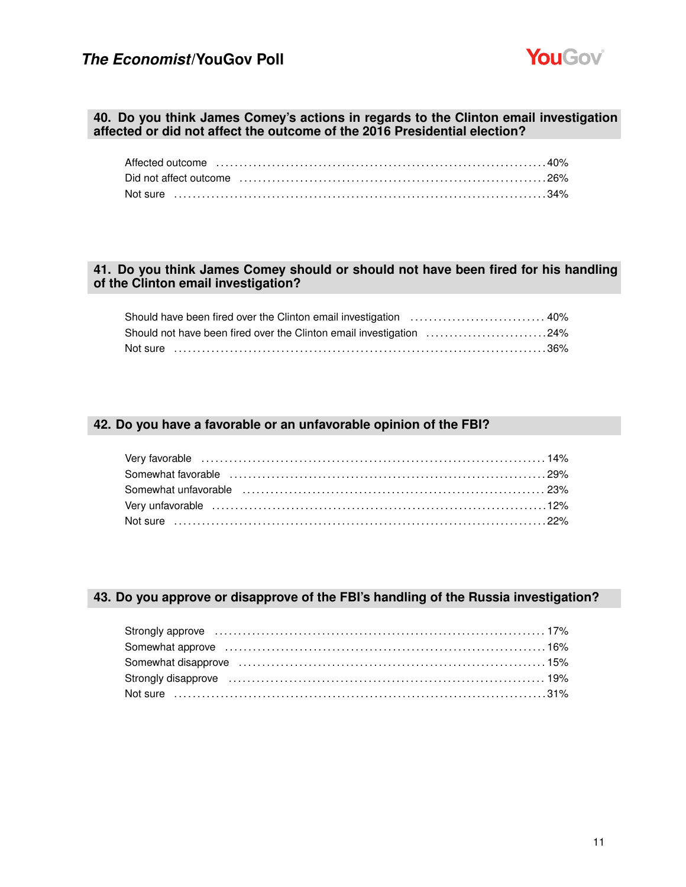## 40. Do you think James Comey's actions in regards to the Clinton email investigation affected or did not affect the outcome of the 2016 Presidential election?

| Response | % |
|---|---|
| Affected outcome | 40% |
| Did not affect outcome | 26% |
| Not sure | 34% |

## 41. Do you think James Comey should or should not have been fired for his handling of the Clinton email investigation?

| Response | % |
|---|---|
| Should have been fired over the Clinton email investigation | 40% |
| Should not have been fired over the Clinton email investigation | 24% |
| Not sure | 36% |

## 42. Do you have a favorable or an unfavorable opinion of the FBI?

| Response | % |
|---|---|
| Very favorable | 14% |
| Somewhat favorable | 29% |
| Somewhat unfavorable | 23% |
| Very unfavorable | 12% |
| Not sure | 22% |

## 43. Do you approve or disapprove of the FBI's handling of the Russia investigation?

| Response | % |
|---|---|
| Strongly approve | 17% |
| Somewhat approve | 16% |
| Somewhat disapprove | 15% |
| Strongly disapprove | 19% |
| Not sure | 31% |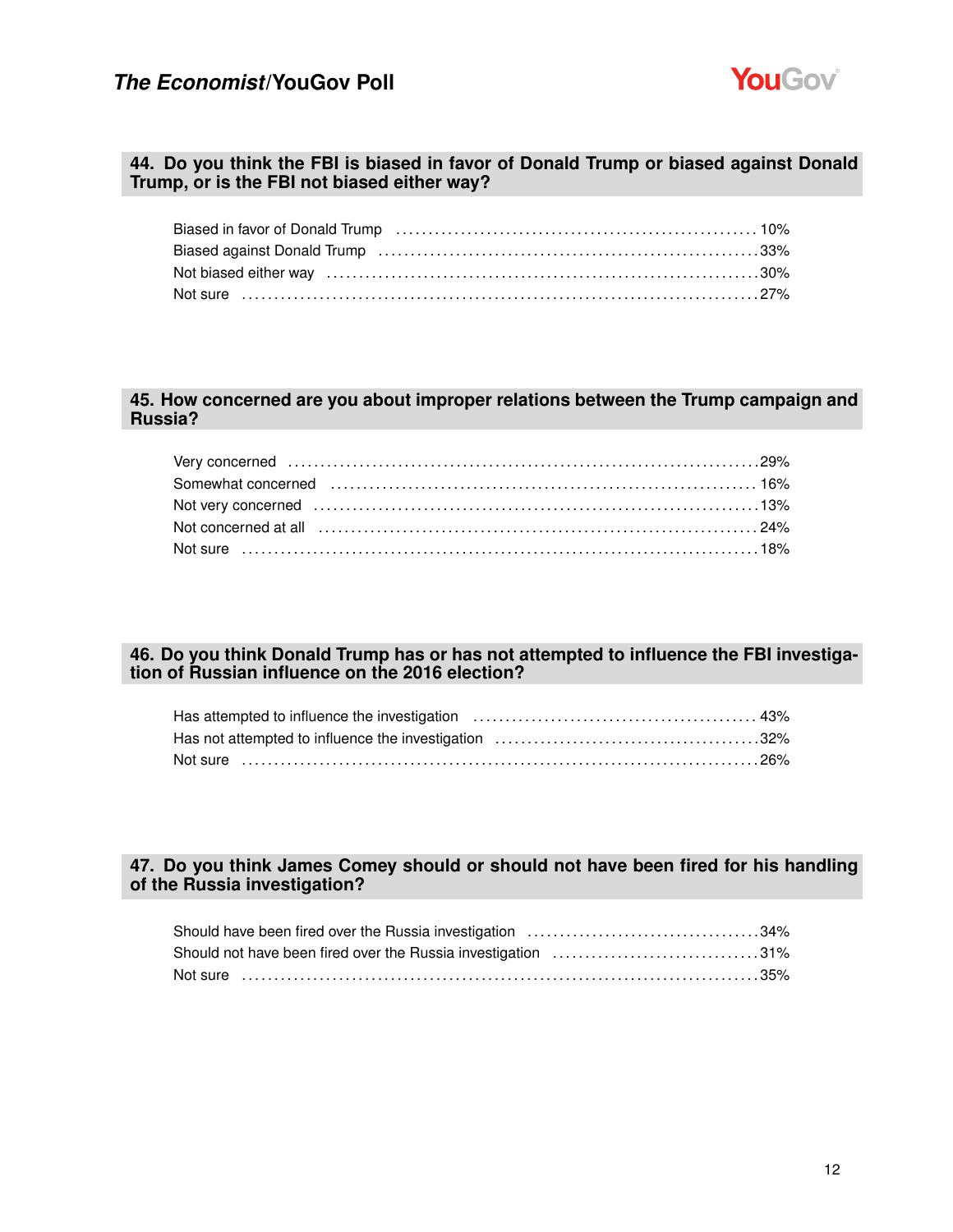### 44. Do you think the FBI is biased in favor of Donald Trump or biased against Donald Trump, or is the FBI not biased either way?

| Response | % |
|---|---|
| Biased in favor of Donald Trump | 10% |
| Biased against Donald Trump | 33% |
| Not biased either way | 30% |
| Not sure | 27% |

### 45. How concerned are you about improper relations between the Trump campaign and Russia?

| Response | % |
|---|---|
| Very concerned | 29% |
| Somewhat concerned | 16% |
| Not very concerned | 13% |
| Not concerned at all | 24% |
| Not sure | 18% |

### 46. Do you think Donald Trump has or has not attempted to influence the FBI investigation of Russian influence on the 2016 election?

| Response | % |
|---|---|
| Has attempted to influence the investigation | 43% |
| Has not attempted to influence the investigation | 32% |
| Not sure | 26% |

### 47. Do you think James Comey should or should not have been fired for his handling of the Russia investigation?

| Response | % |
|---|---|
| Should have been fired over the Russia investigation | 34% |
| Should not have been fired over the Russia investigation | 31% |
| Not sure | 35% |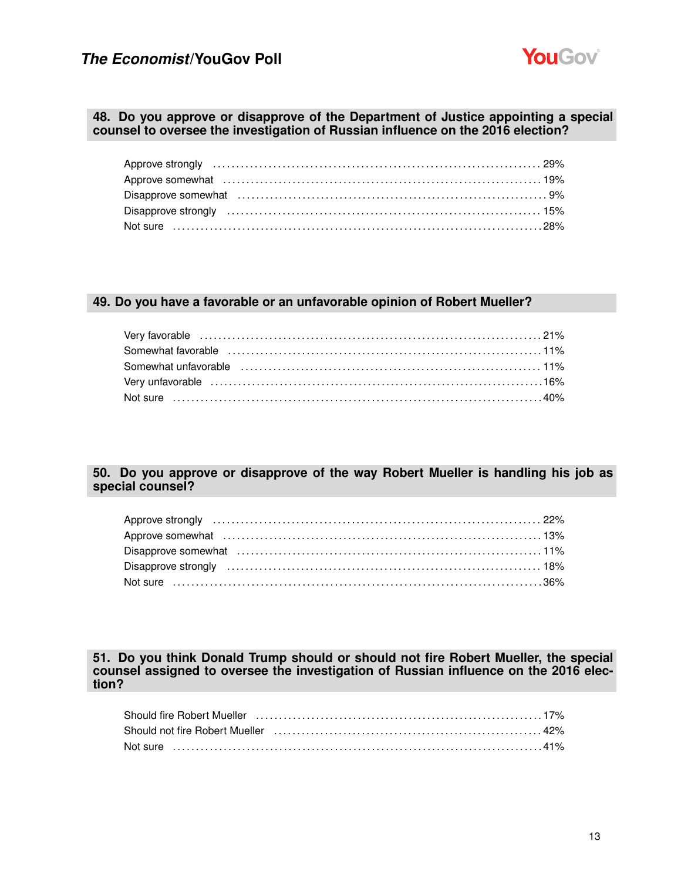### 48. Do you approve or disapprove of the Department of Justice appointing a special counsel to oversee the investigation of Russian influence on the 2016 election?

| Response | % |
|---|---|
| Approve strongly | 29% |
| Approve somewhat | 19% |
| Disapprove somewhat | 9% |
| Disapprove strongly | 15% |
| Not sure | 28% |

### 49. Do you have a favorable or an unfavorable opinion of Robert Mueller?

| Response | % |
|---|---|
| Very favorable | 21% |
| Somewhat favorable | 11% |
| Somewhat unfavorable | 11% |
| Very unfavorable | 16% |
| Not sure | 40% |

### 50. Do you approve or disapprove of the way Robert Mueller is handling his job as special counsel?

| Response | % |
|---|---|
| Approve strongly | 22% |
| Approve somewhat | 13% |
| Disapprove somewhat | 11% |
| Disapprove strongly | 18% |
| Not sure | 36% |

### 51. Do you think Donald Trump should or should not fire Robert Mueller, the special counsel assigned to oversee the investigation of Russian influence on the 2016 election?

| Response | % |
|---|---|
| Should fire Robert Mueller | 17% |
| Should not fire Robert Mueller | 42% |
| Not sure | 41% |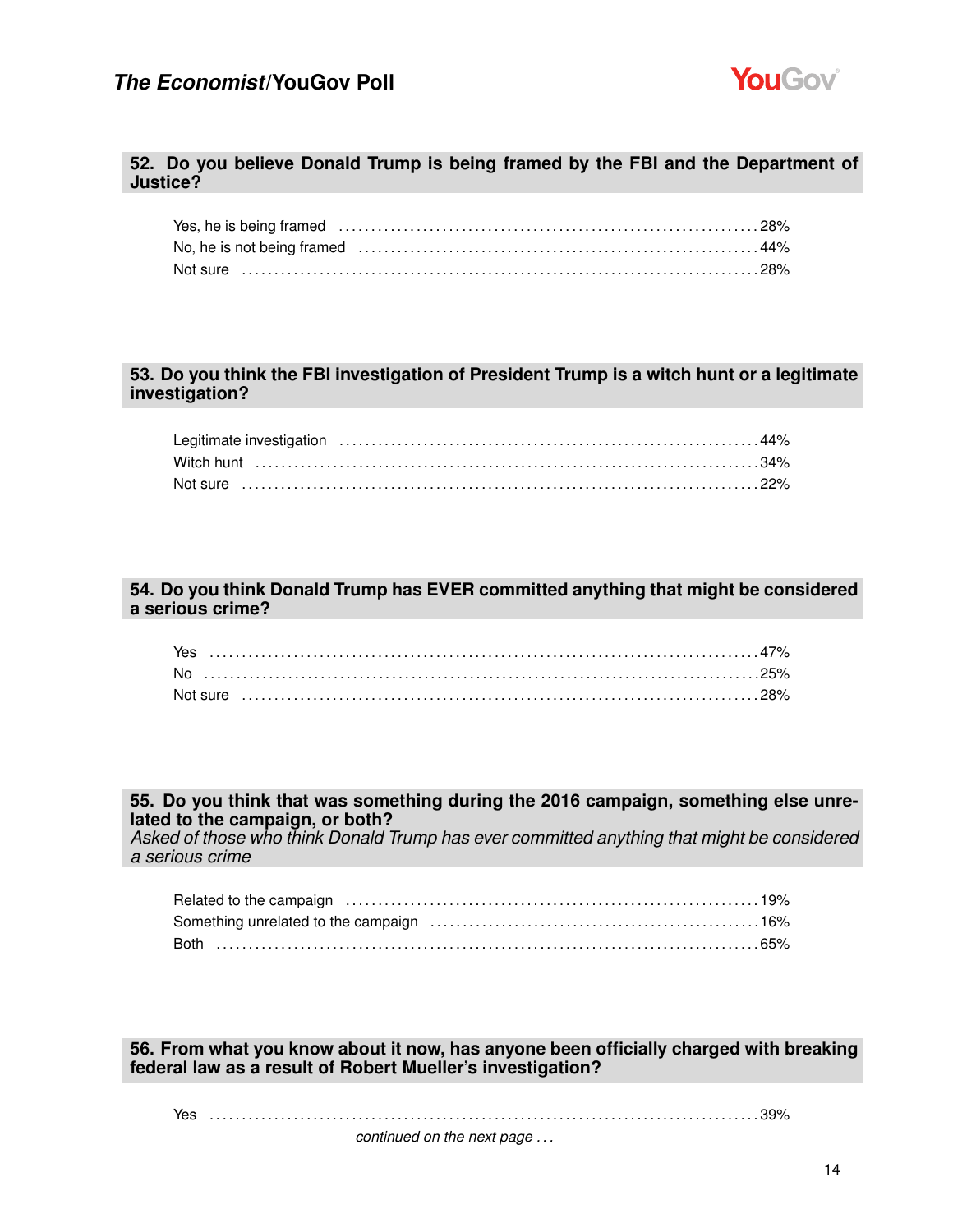### 52. Do you believe Donald Trump is being framed by the FBI and the Department of Justice?

| | |
|---|---|
| Yes, he is being framed | 28% |
| No, he is not being framed | 44% |
| Not sure | 28% |

### 53. Do you think the FBI investigation of President Trump is a witch hunt or a legitimate investigation?

| | |
|---|---|
| Legitimate investigation | 44% |
| Witch hunt | 34% |
| Not sure | 22% |

### 54. Do you think Donald Trump has EVER committed anything that might be considered a serious crime?

| | |
|---|---|
| Yes | 47% |
| No | 25% |
| Not sure | 28% |

### 55. Do you think that was something during the 2016 campaign, something else unrelated to the campaign, or both?

*Asked of those who think Donald Trump has ever committed anything that might be considered a serious crime*

| | |
|---|---|
| Related to the campaign | 19% |
| Something unrelated to the campaign | 16% |
| Both | 65% |

### 56. From what you know about it now, has anyone been officially charged with breaking federal law as a result of Robert Mueller's investigation?

| | |
|---|---|
| Yes | 39% |

*continued on the next page . . .*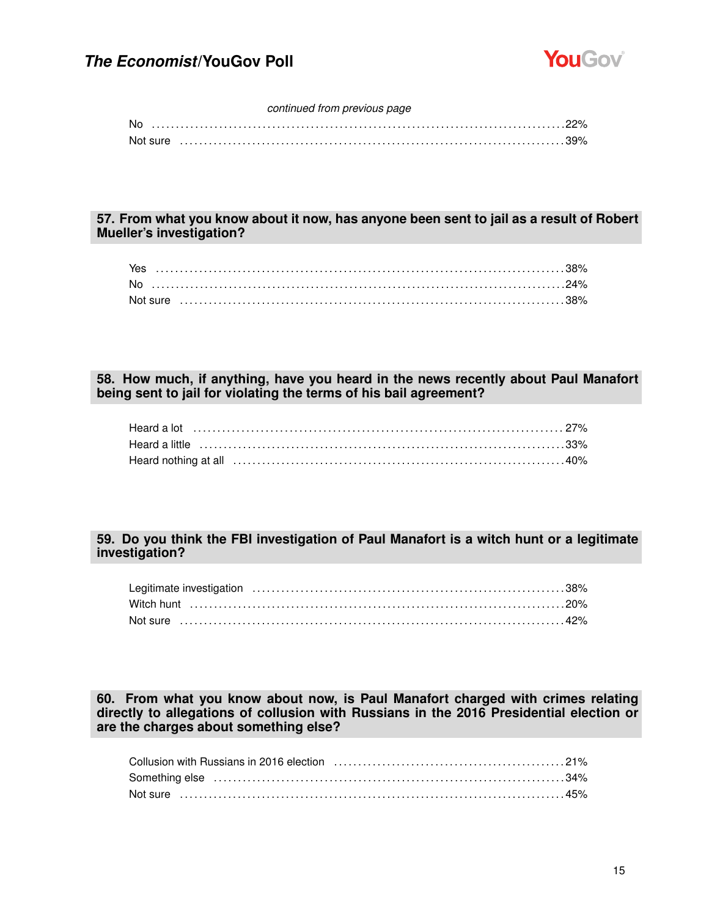*continued from previous page*

| | |
|---|---|
| No | 22% |
| Not sure | 39% |

## 57. From what you know about it now, has anyone been sent to jail as a result of Robert Mueller's investigation?

| | |
|---|---|
| Yes | 38% |
| No | 24% |
| Not sure | 38% |

## 58. How much, if anything, have you heard in the news recently about Paul Manafort being sent to jail for violating the terms of his bail agreement?

| | |
|---|---|
| Heard a lot | 27% |
| Heard a little | 33% |
| Heard nothing at all | 40% |

## 59. Do you think the FBI investigation of Paul Manafort is a witch hunt or a legitimate investigation?

| | |
|---|---|
| Legitimate investigation | 38% |
| Witch hunt | 20% |
| Not sure | 42% |

## 60. From what you know about now, is Paul Manafort charged with crimes relating directly to allegations of collusion with Russians in the 2016 Presidential election or are the charges about something else?

| | |
|---|---|
| Collusion with Russians in 2016 election | 21% |
| Something else | 34% |
| Not sure | 45% |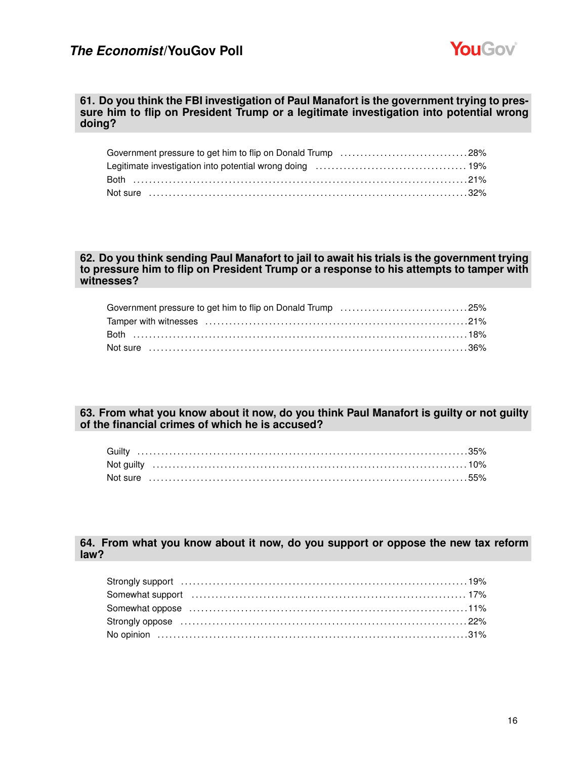### 61. Do you think the FBI investigation of Paul Manafort is the government trying to pressure him to flip on President Trump or a legitimate investigation into potential wrong doing?

| | |
|---|---|
| Government pressure to get him to flip on Donald Trump | 28% |
| Legitimate investigation into potential wrong doing | 19% |
| Both | 21% |
| Not sure | 32% |

### 62. Do you think sending Paul Manafort to jail to await his trials is the government trying to pressure him to flip on President Trump or a response to his attempts to tamper with witnesses?

| | |
|---|---|
| Government pressure to get him to flip on Donald Trump | 25% |
| Tamper with witnesses | 21% |
| Both | 18% |
| Not sure | 36% |

### 63. From what you know about it now, do you think Paul Manafort is guilty or not guilty of the financial crimes of which he is accused?

| | |
|---|---|
| Guilty | 35% |
| Not guilty | 10% |
| Not sure | 55% |

### 64. From what you know about it now, do you support or oppose the new tax reform law?

| | |
|---|---|
| Strongly support | 19% |
| Somewhat support | 17% |
| Somewhat oppose | 11% |
| Strongly oppose | 22% |
| No opinion | 31% |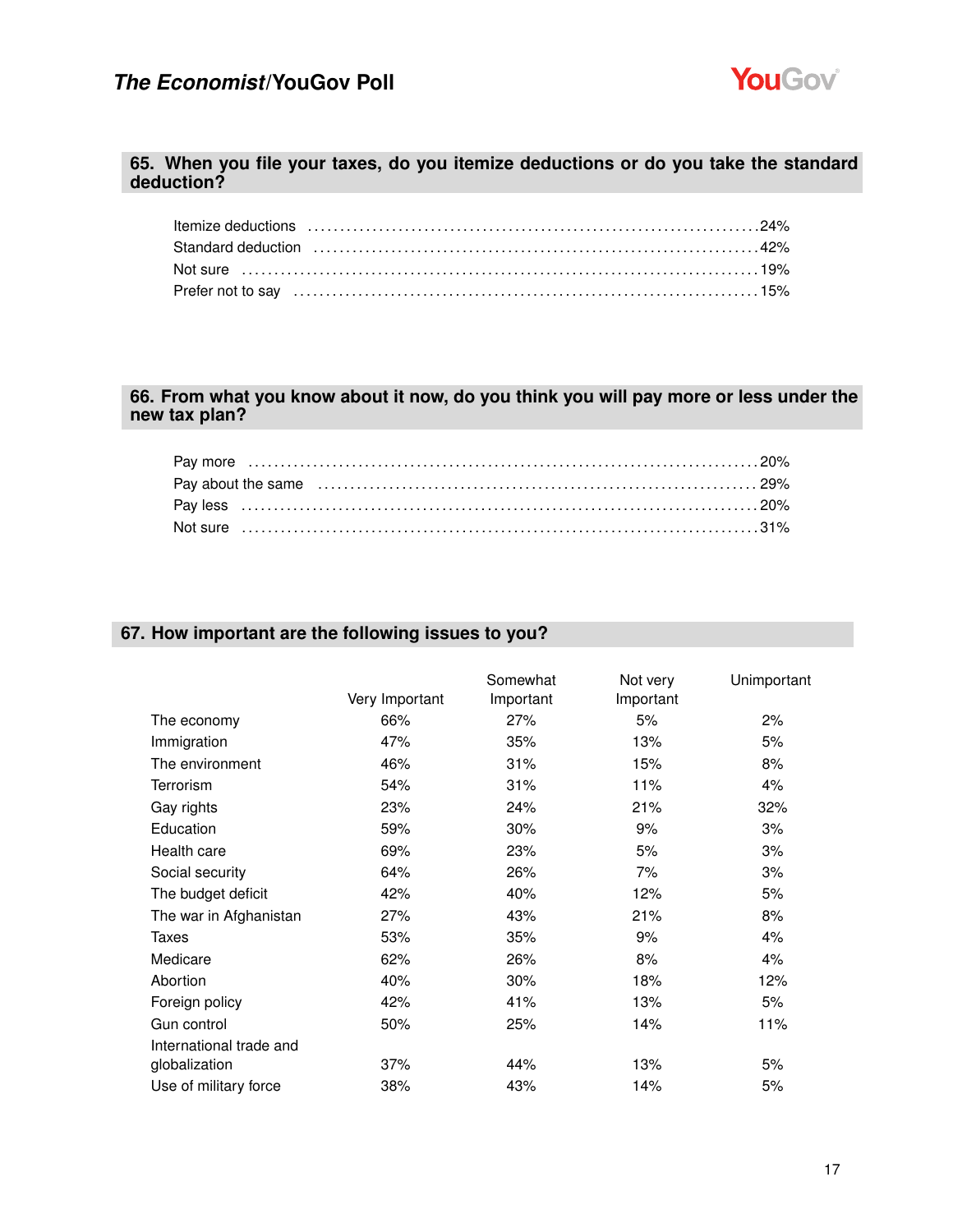## 65. When you file your taxes, do you itemize deductions or do you take the standard deduction?

| | |
|---|---|
| Itemize deductions | 24% |
| Standard deduction | 42% |
| Not sure | 19% |
| Prefer not to say | 15% |

## 66. From what you know about it now, do you think you will pay more or less under the new tax plan?

| | |
|---|---|
| Pay more | 20% |
| Pay about the same | 29% |
| Pay less | 20% |
| Not sure | 31% |

## 67. How important are the following issues to you?

| | Very Important | Somewhat Important | Not very Important | Unimportant |
|---|---|---|---|---|
| The economy | 66% | 27% | 5% | 2% |
| Immigration | 47% | 35% | 13% | 5% |
| The environment | 46% | 31% | 15% | 8% |
| Terrorism | 54% | 31% | 11% | 4% |
| Gay rights | 23% | 24% | 21% | 32% |
| Education | 59% | 30% | 9% | 3% |
| Health care | 69% | 23% | 5% | 3% |
| Social security | 64% | 26% | 7% | 3% |
| The budget deficit | 42% | 40% | 12% | 5% |
| The war in Afghanistan | 27% | 43% | 21% | 8% |
| Taxes | 53% | 35% | 9% | 4% |
| Medicare | 62% | 26% | 8% | 4% |
| Abortion | 40% | 30% | 18% | 12% |
| Foreign policy | 42% | 41% | 13% | 5% |
| Gun control | 50% | 25% | 14% | 11% |
| International trade and globalization | 37% | 44% | 13% | 5% |
| Use of military force | 38% | 43% | 14% | 5% |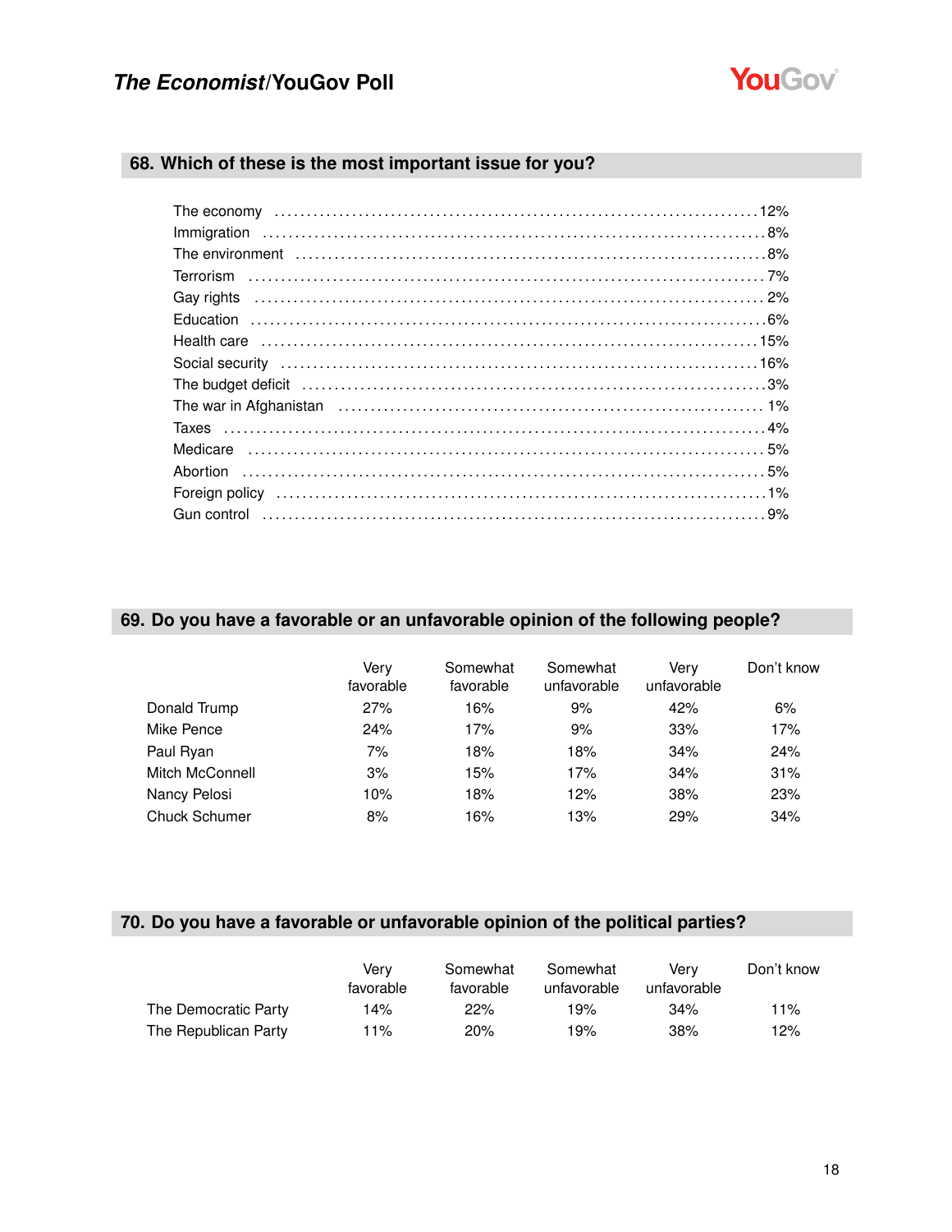## 68. Which of these is the most important issue for you?

| Issue | % |
|---|---|
| The economy | 12% |
| Immigration | 8% |
| The environment | 8% |
| Terrorism | 7% |
| Gay rights | 2% |
| Education | 6% |
| Health care | 15% |
| Social security | 16% |
| The budget deficit | 3% |
| The war in Afghanistan | 1% |
| Taxes | 4% |
| Medicare | 5% |
| Abortion | 5% |
| Foreign policy | 1% |
| Gun control | 9% |

## 69. Do you have a favorable or an unfavorable opinion of the following people?

| | Very favorable | Somewhat favorable | Somewhat unfavorable | Very unfavorable | Don't know |
|---|---|---|---|---|---|
| Donald Trump | 27% | 16% | 9% | 42% | 6% |
| Mike Pence | 24% | 17% | 9% | 33% | 17% |
| Paul Ryan | 7% | 18% | 18% | 34% | 24% |
| Mitch McConnell | 3% | 15% | 17% | 34% | 31% |
| Nancy Pelosi | 10% | 18% | 12% | 38% | 23% |
| Chuck Schumer | 8% | 16% | 13% | 29% | 34% |

## 70. Do you have a favorable or unfavorable opinion of the political parties?

| | Very favorable | Somewhat favorable | Somewhat unfavorable | Very unfavorable | Don't know |
|---|---|---|---|---|---|
| The Democratic Party | 14% | 22% | 19% | 34% | 11% |
| The Republican Party | 11% | 20% | 19% | 38% | 12% |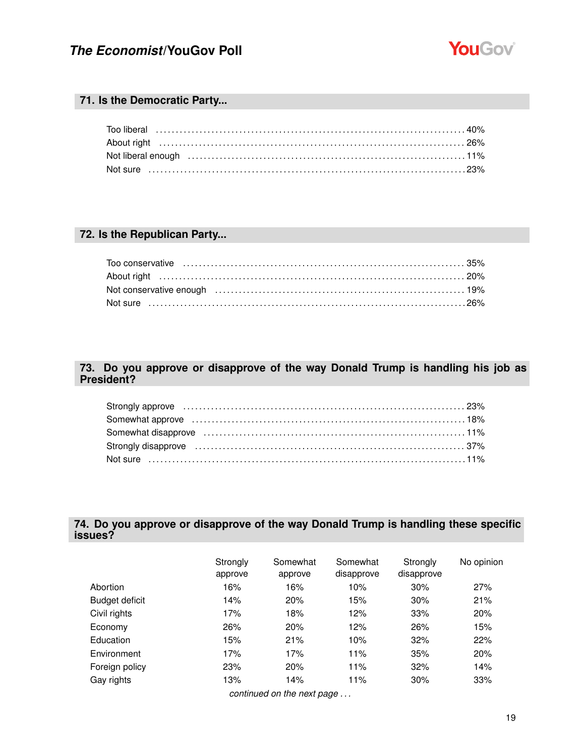## 71. Is the Democratic Party...

| | |
|---|---|
| Too liberal | 40% |
| About right | 26% |
| Not liberal enough | 11% |
| Not sure | 23% |

## 72. Is the Republican Party...

| | |
|---|---|
| Too conservative | 35% |
| About right | 20% |
| Not conservative enough | 19% |
| Not sure | 26% |

## 73. Do you approve or disapprove of the way Donald Trump is handling his job as President?

| | |
|---|---|
| Strongly approve | 23% |
| Somewhat approve | 18% |
| Somewhat disapprove | 11% |
| Strongly disapprove | 37% |
| Not sure | 11% |

## 74. Do you approve or disapprove of the way Donald Trump is handling these specific issues?

| | Strongly approve | Somewhat approve | Somewhat disapprove | Strongly disapprove | No opinion |
|---|---|---|---|---|---|
| Abortion | 16% | 16% | 10% | 30% | 27% |
| Budget deficit | 14% | 20% | 15% | 30% | 21% |
| Civil rights | 17% | 18% | 12% | 33% | 20% |
| Economy | 26% | 20% | 12% | 26% | 15% |
| Education | 15% | 21% | 10% | 32% | 22% |
| Environment | 17% | 17% | 11% | 35% | 20% |
| Foreign policy | 23% | 20% | 11% | 32% | 14% |
| Gay rights | 13% | 14% | 11% | 30% | 33% |

*continued on the next page . . .*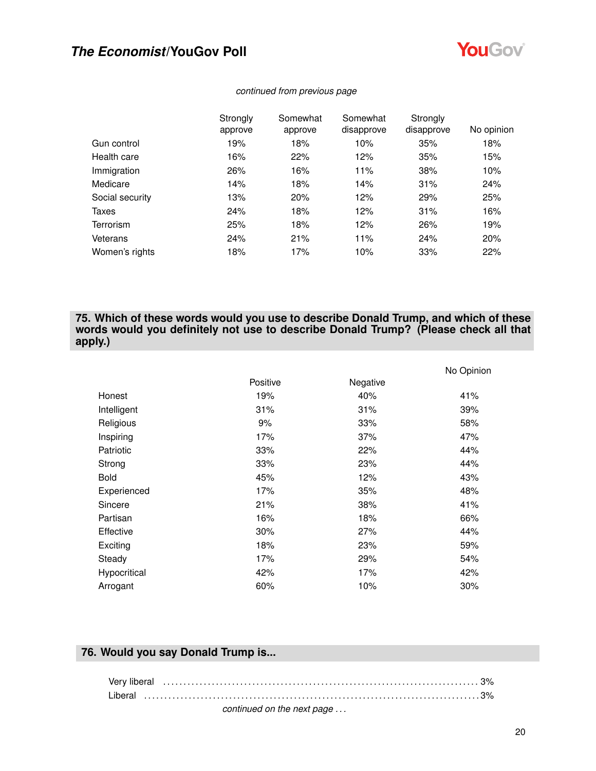*continued from previous page*

| | Strongly approve | Somewhat approve | Somewhat disapprove | Strongly disapprove | No opinion |
|---|---|---|---|---|---|
| Gun control | 19% | 18% | 10% | 35% | 18% |
| Health care | 16% | 22% | 12% | 35% | 15% |
| Immigration | 26% | 16% | 11% | 38% | 10% |
| Medicare | 14% | 18% | 14% | 31% | 24% |
| Social security | 13% | 20% | 12% | 29% | 25% |
| Taxes | 24% | 18% | 12% | 31% | 16% |
| Terrorism | 25% | 18% | 12% | 26% | 19% |
| Veterans | 24% | 21% | 11% | 24% | 20% |
| Women's rights | 18% | 17% | 10% | 33% | 22% |

## 75. Which of these words would you use to describe Donald Trump, and which of these words would you definitely not use to describe Donald Trump? (Please check all that apply.)

| | Positive | Negative | No Opinion |
|---|---|---|---|
| Honest | 19% | 40% | 41% |
| Intelligent | 31% | 31% | 39% |
| Religious | 9% | 33% | 58% |
| Inspiring | 17% | 37% | 47% |
| Patriotic | 33% | 22% | 44% |
| Strong | 33% | 23% | 44% |
| Bold | 45% | 12% | 43% |
| Experienced | 17% | 35% | 48% |
| Sincere | 21% | 38% | 41% |
| Partisan | 16% | 18% | 66% |
| Effective | 30% | 27% | 44% |
| Exciting | 18% | 23% | 59% |
| Steady | 17% | 29% | 54% |
| Hypocritical | 42% | 17% | 42% |
| Arrogant | 60% | 10% | 30% |

## 76. Would you say Donald Trump is...

Very liberal ........................................................................... 3%
Liberal ................................................................................. 3%

*continued on the next page . . .*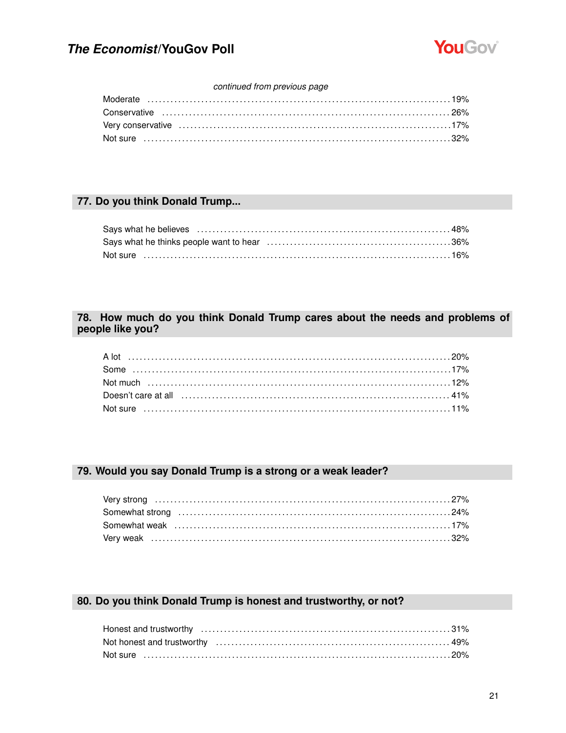*continued from previous page*

| | |
|---|---|
| Moderate | 19% |
| Conservative | 26% |
| Very conservative | 17% |
| Not sure | 32% |

## 77. Do you think Donald Trump...

| | |
|---|---|
| Says what he believes | 48% |
| Says what he thinks people want to hear | 36% |
| Not sure | 16% |

## 78. How much do you think Donald Trump cares about the needs and problems of people like you?

| | |
|---|---|
| A lot | 20% |
| Some | 17% |
| Not much | 12% |
| Doesn't care at all | 41% |
| Not sure | 11% |

## 79. Would you say Donald Trump is a strong or a weak leader?

| | |
|---|---|
| Very strong | 27% |
| Somewhat strong | 24% |
| Somewhat weak | 17% |
| Very weak | 32% |

## 80. Do you think Donald Trump is honest and trustworthy, or not?

| | |
|---|---|
| Honest and trustworthy | 31% |
| Not honest and trustworthy | 49% |
| Not sure | 20% |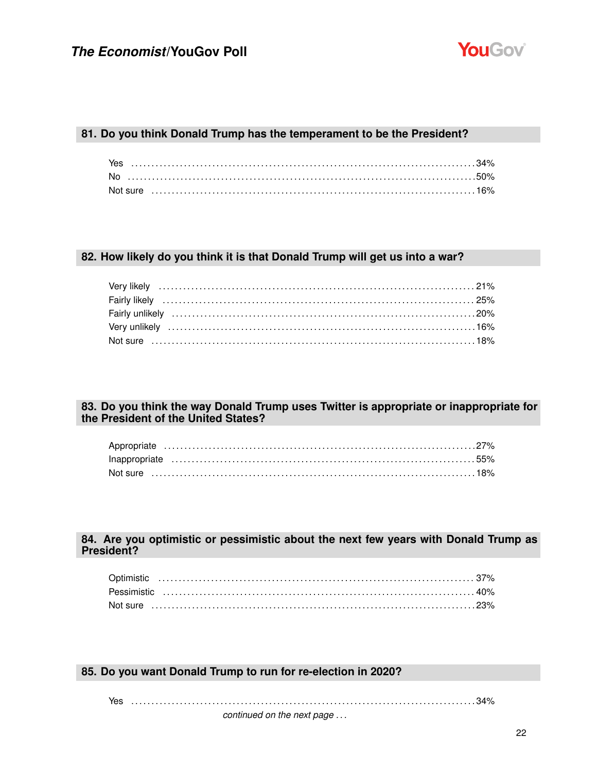### 81. Do you think Donald Trump has the temperament to be the President?

| | |
|---|---|
| Yes | 34% |
| No | 50% |
| Not sure | 16% |

### 82. How likely do you think it is that Donald Trump will get us into a war?

| | |
|---|---|
| Very likely | 21% |
| Fairly likely | 25% |
| Fairly unlikely | 20% |
| Very unlikely | 16% |
| Not sure | 18% |

### 83. Do you think the way Donald Trump uses Twitter is appropriate or inappropriate for the President of the United States?

| | |
|---|---|
| Appropriate | 27% |
| Inappropriate | 55% |
| Not sure | 18% |

### 84. Are you optimistic or pessimistic about the next few years with Donald Trump as President?

| | |
|---|---|
| Optimistic | 37% |
| Pessimistic | 40% |
| Not sure | 23% |

### 85. Do you want Donald Trump to run for re-election in 2020?

| | |
|---|---|
| Yes | 34% |

*continued on the next page . . .*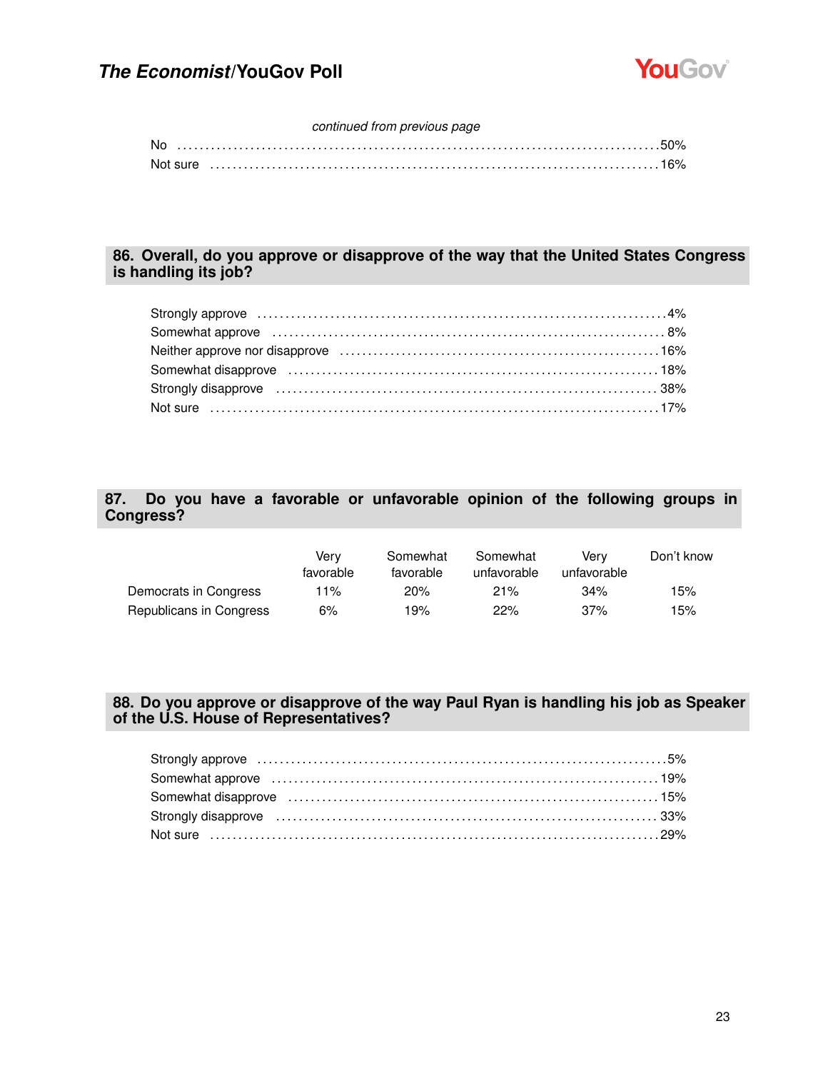*continued from previous page*

No ........................................................................................50%
Not sure ..............................................................................16%

## 86. Overall, do you approve or disapprove of the way that the United States Congress is handling its job?

Strongly approve ......................................................................4%
Somewhat approve ..................................................................8%
Neither approve nor disapprove ..........................................16%
Somewhat disapprove ............................................................18%
Strongly disapprove ................................................................38%
Not sure ..................................................................................17%

## 87. Do you have a favorable or unfavorable opinion of the following groups in Congress?

| | Very favorable | Somewhat favorable | Somewhat unfavorable | Very unfavorable | Don't know |
|---|---|---|---|---|---|
| Democrats in Congress | 11% | 20% | 21% | 34% | 15% |
| Republicans in Congress | 6% | 19% | 22% | 37% | 15% |

## 88. Do you approve or disapprove of the way Paul Ryan is handling his job as Speaker of the U.S. House of Representatives?

Strongly approve ......................................................................5%
Somewhat approve ..................................................................19%
Somewhat disapprove ............................................................15%
Strongly disapprove ................................................................33%
Not sure ..................................................................................29%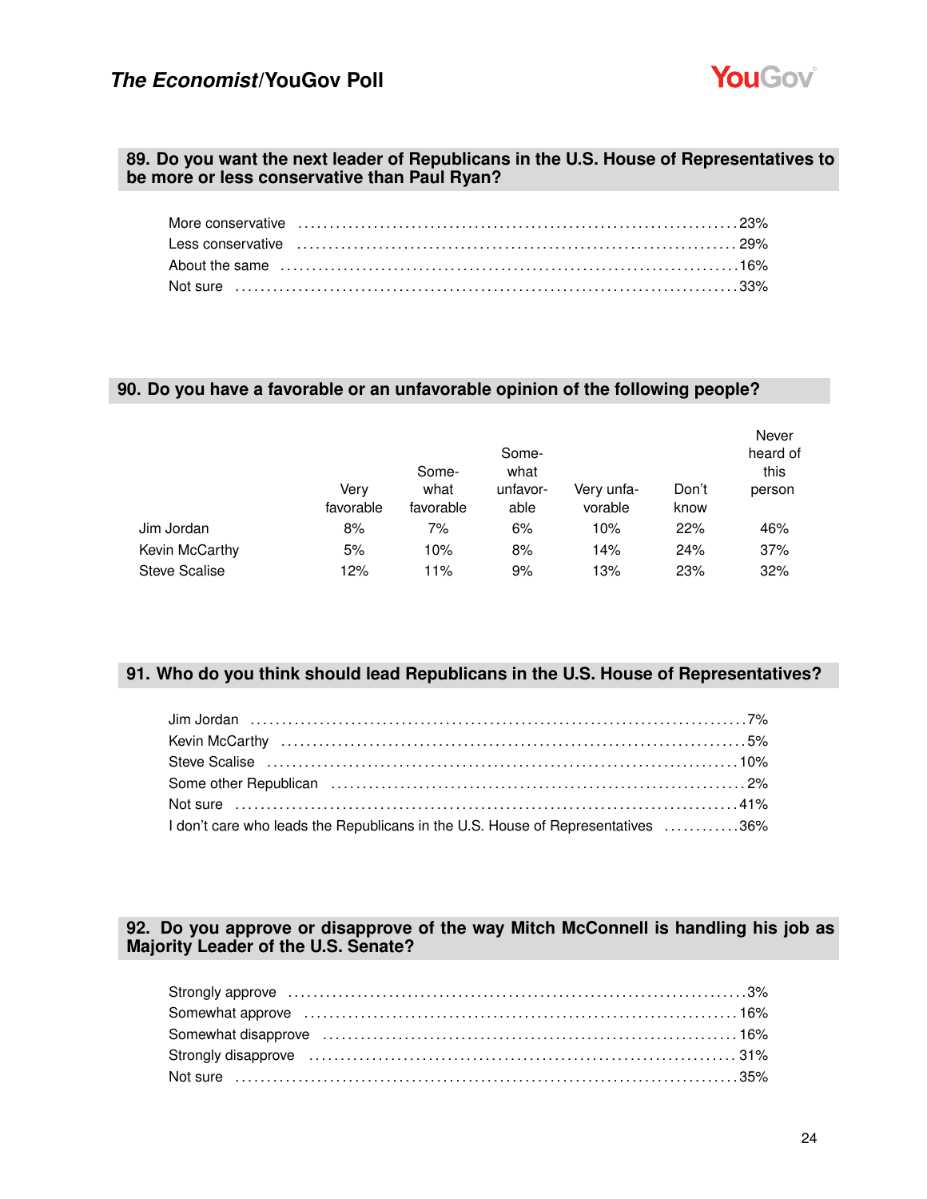## 89. Do you want the next leader of Republicans in the U.S. House of Representatives to be more or less conservative than Paul Ryan?

| | |
|---|---|
| More conservative | 23% |
| Less conservative | 29% |
| About the same | 16% |
| Not sure | 33% |

## 90. Do you have a favorable or an unfavorable opinion of the following people?

| | Very favorable | Somewhat favorable | Somewhat unfavorable | Very unfavorable | Don't know | Never heard of this person |
|---|---|---|---|---|---|---|
| Jim Jordan | 8% | 7% | 6% | 10% | 22% | 46% |
| Kevin McCarthy | 5% | 10% | 8% | 14% | 24% | 37% |
| Steve Scalise | 12% | 11% | 9% | 13% | 23% | 32% |

## 91. Who do you think should lead Republicans in the U.S. House of Representatives?

| | |
|---|---|
| Jim Jordan | 7% |
| Kevin McCarthy | 5% |
| Steve Scalise | 10% |
| Some other Republican | 2% |
| Not sure | 41% |
| I don't care who leads the Republicans in the U.S. House of Representatives | 36% |

## 92. Do you approve or disapprove of the way Mitch McConnell is handling his job as Majority Leader of the U.S. Senate?

| | |
|---|---|
| Strongly approve | 3% |
| Somewhat approve | 16% |
| Somewhat disapprove | 16% |
| Strongly disapprove | 31% |
| Not sure | 35% |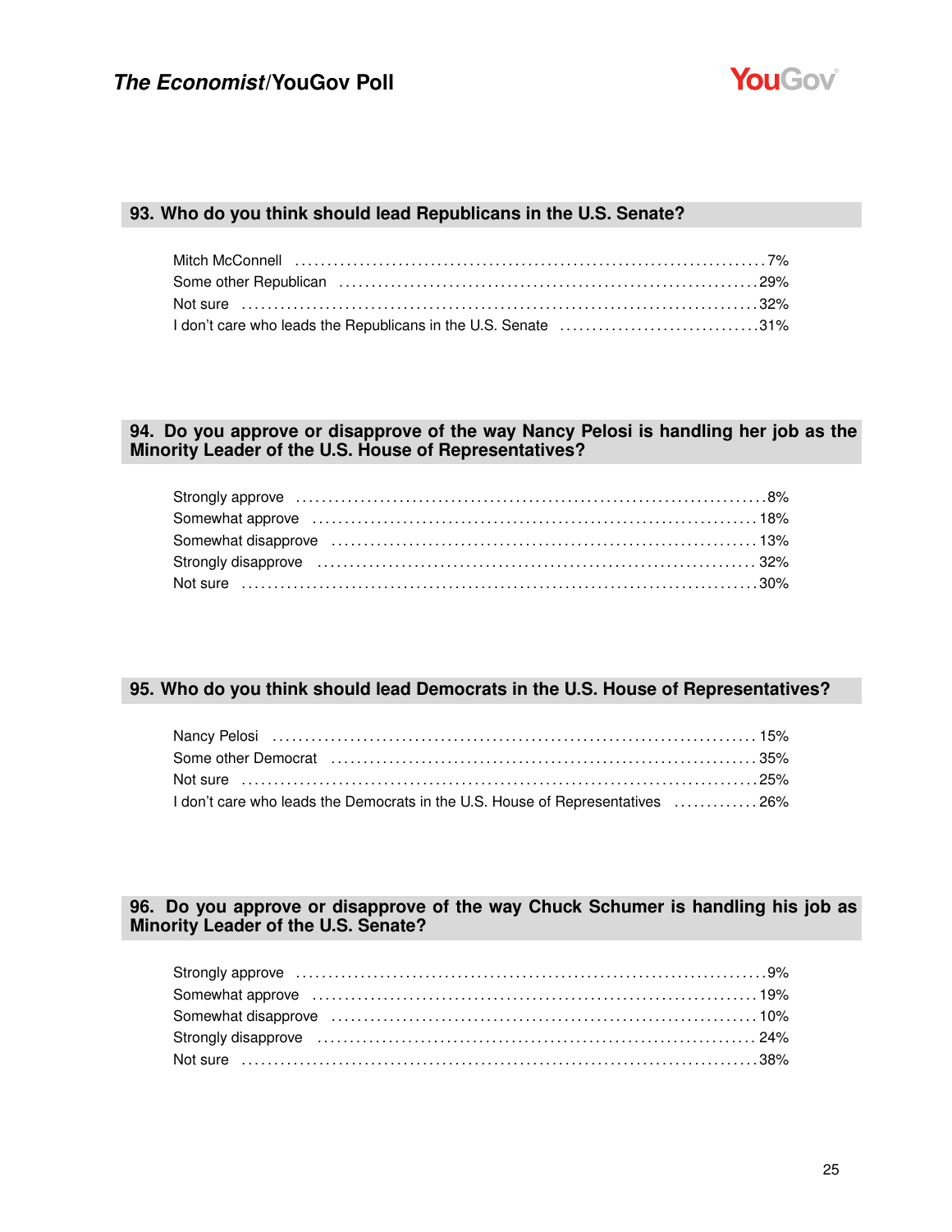## 93. Who do you think should lead Republicans in the U.S. Senate?

| | |
|---|---|
| Mitch McConnell | 7% |
| Some other Republican | 29% |
| Not sure | 32% |
| I don't care who leads the Republicans in the U.S. Senate | 31% |

## 94. Do you approve or disapprove of the way Nancy Pelosi is handling her job as the Minority Leader of the U.S. House of Representatives?

| | |
|---|---|
| Strongly approve | 8% |
| Somewhat approve | 18% |
| Somewhat disapprove | 13% |
| Strongly disapprove | 32% |
| Not sure | 30% |

## 95. Who do you think should lead Democrats in the U.S. House of Representatives?

| | |
|---|---|
| Nancy Pelosi | 15% |
| Some other Democrat | 35% |
| Not sure | 25% |
| I don't care who leads the Democrats in the U.S. House of Representatives | 26% |

## 96. Do you approve or disapprove of the way Chuck Schumer is handling his job as Minority Leader of the U.S. Senate?

| | |
|---|---|
| Strongly approve | 9% |
| Somewhat approve | 19% |
| Somewhat disapprove | 10% |
| Strongly disapprove | 24% |
| Not sure | 38% |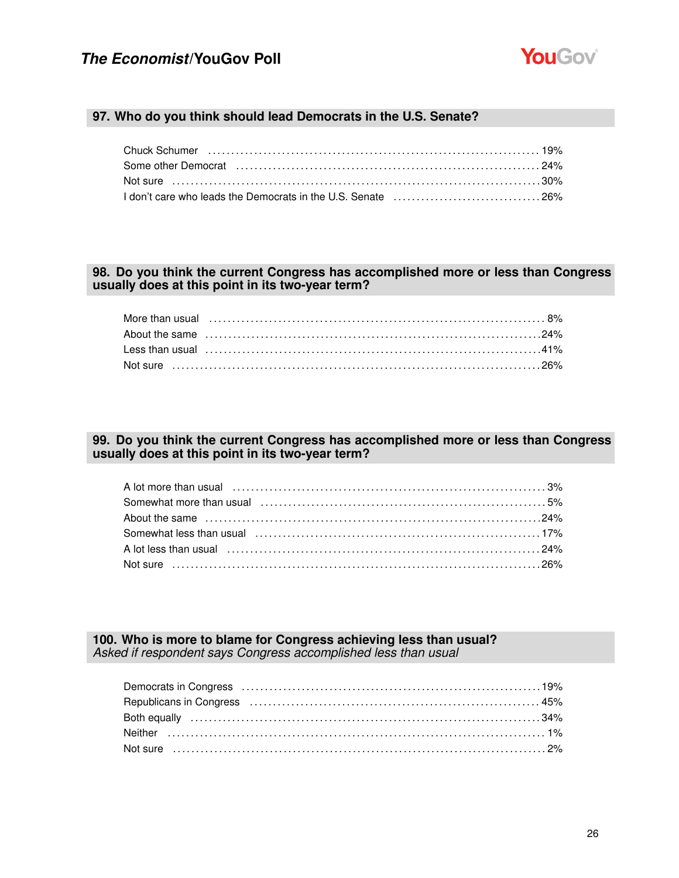## 97. Who do you think should lead Democrats in the U.S. Senate?

| | |
|---|---|
| Chuck Schumer | 19% |
| Some other Democrat | 24% |
| Not sure | 30% |
| I don't care who leads the Democrats in the U.S. Senate | 26% |

## 98. Do you think the current Congress has accomplished more or less than Congress usually does at this point in its two-year term?

| | |
|---|---|
| More than usual | 8% |
| About the same | 24% |
| Less than usual | 41% |
| Not sure | 26% |

## 99. Do you think the current Congress has accomplished more or less than Congress usually does at this point in its two-year term?

| | |
|---|---|
| A lot more than usual | 3% |
| Somewhat more than usual | 5% |
| About the same | 24% |
| Somewhat less than usual | 17% |
| A lot less than usual | 24% |
| Not sure | 26% |

## 100. Who is more to blame for Congress achieving less than usual?

*Asked if respondent says Congress accomplished less than usual*

| | |
|---|---|
| Democrats in Congress | 19% |
| Republicans in Congress | 45% |
| Both equally | 34% |
| Neither | 1% |
| Not sure | 2% |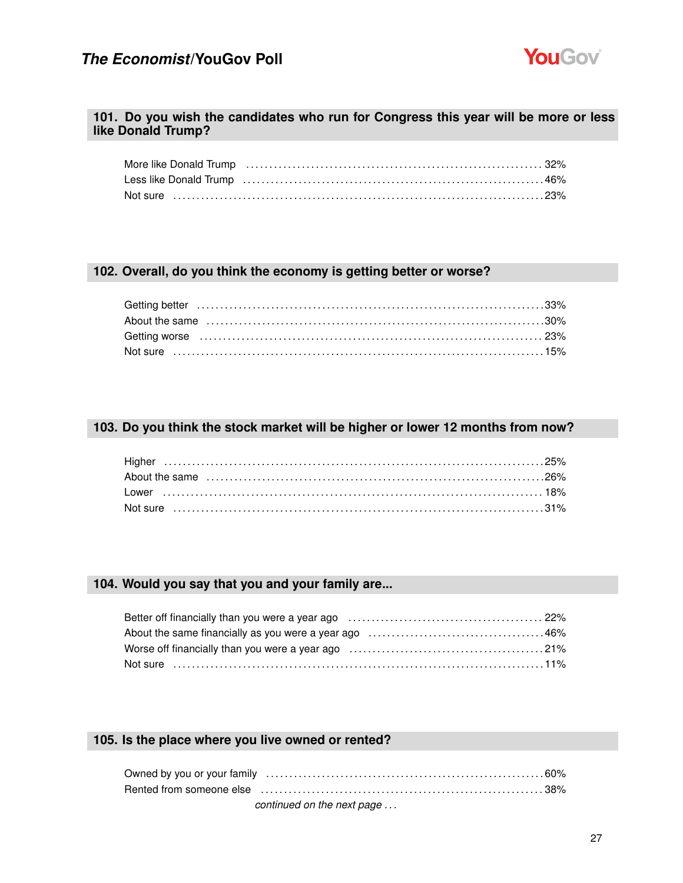### 101. Do you wish the candidates who run for Congress this year will be more or less like Donald Trump?

| | |
|---|---|
| More like Donald Trump | 32% |
| Less like Donald Trump | 46% |
| Not sure | 23% |

### 102. Overall, do you think the economy is getting better or worse?

| | |
|---|---|
| Getting better | 33% |
| About the same | 30% |
| Getting worse | 23% |
| Not sure | 15% |

### 103. Do you think the stock market will be higher or lower 12 months from now?

| | |
|---|---|
| Higher | 25% |
| About the same | 26% |
| Lower | 18% |
| Not sure | 31% |

### 104. Would you say that you and your family are...

| | |
|---|---|
| Better off financially than you were a year ago | 22% |
| About the same financially as you were a year ago | 46% |
| Worse off financially than you were a year ago | 21% |
| Not sure | 11% |

### 105. Is the place where you live owned or rented?

| | |
|---|---|
| Owned by you or your family | 60% |
| Rented from someone else | 38% |

*continued on the next page . . .*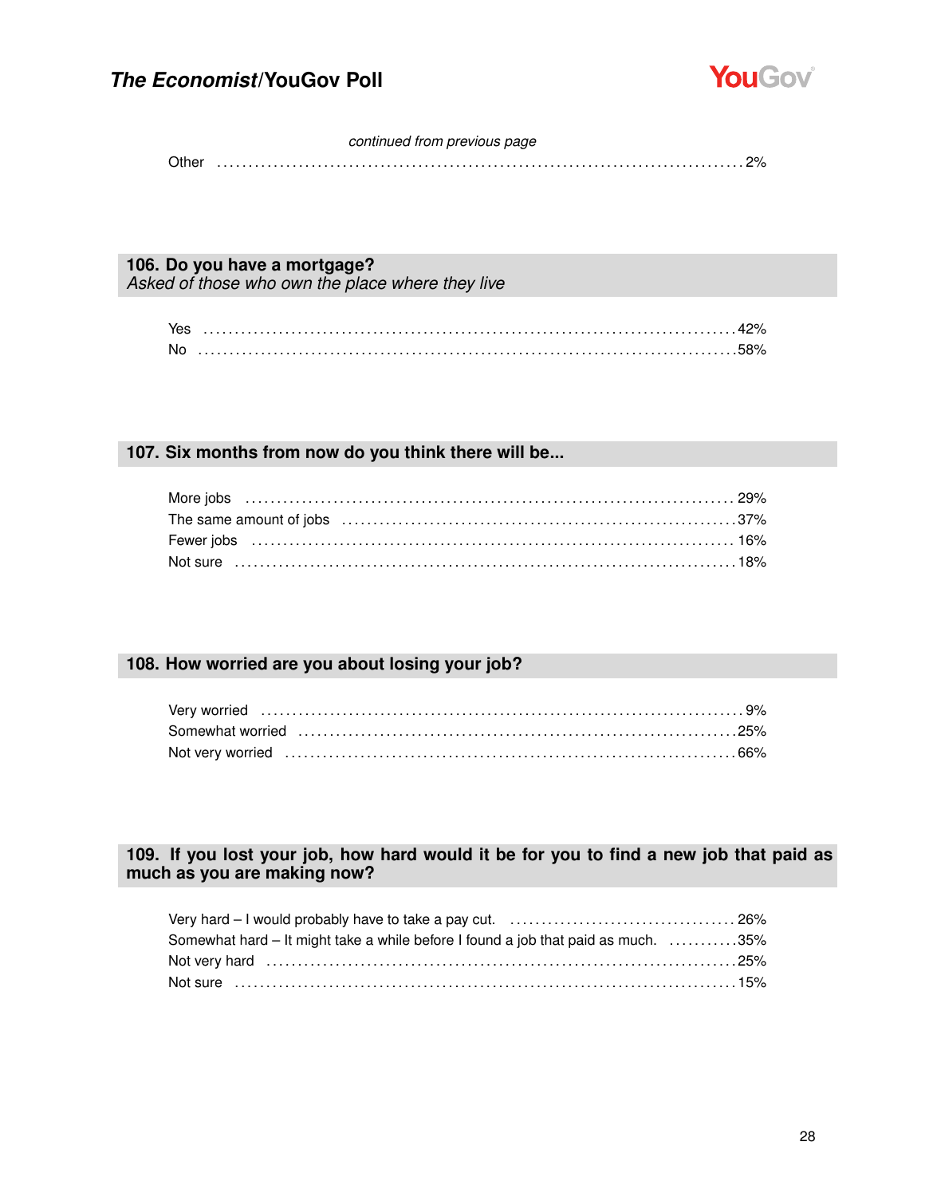*continued from previous page*

| | |
|---|---|
| Other | 2% |

## 106. Do you have a mortgage?

*Asked of those who own the place where they live*

| | |
|---|---|
| Yes | 42% |
| No | 58% |

## 107. Six months from now do you think there will be...

| | |
|---|---|
| More jobs | 29% |
| The same amount of jobs | 37% |
| Fewer jobs | 16% |
| Not sure | 18% |

## 108. How worried are you about losing your job?

| | |
|---|---|
| Very worried | 9% |
| Somewhat worried | 25% |
| Not very worried | 66% |

## 109. If you lost your job, how hard would it be for you to find a new job that paid as much as you are making now?

| | |
|---|---|
| Very hard – I would probably have to take a pay cut. | 26% |
| Somewhat hard – It might take a while before I found a job that paid as much. | 35% |
| Not very hard | 25% |
| Not sure | 15% |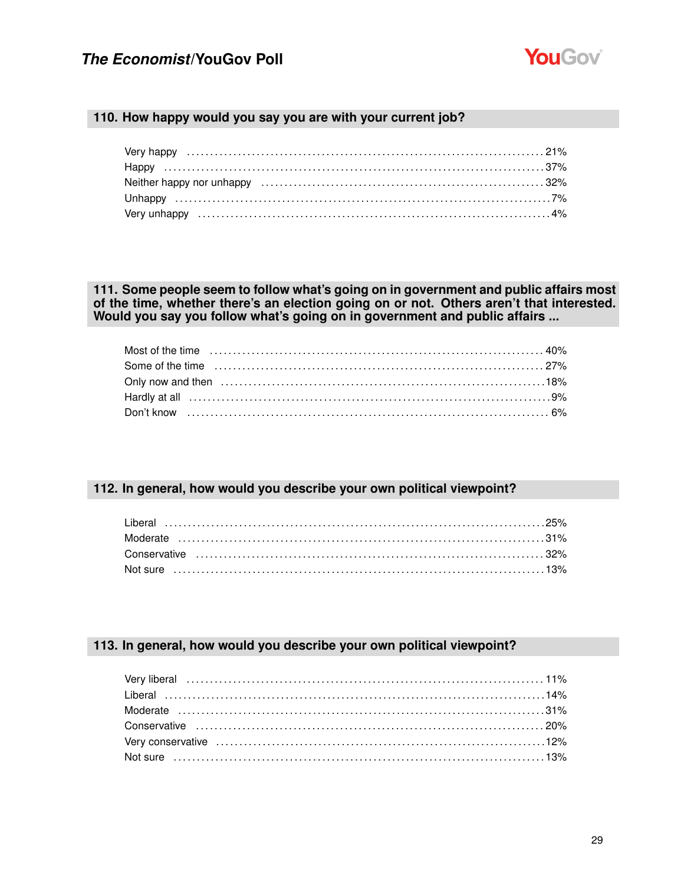## 110. How happy would you say you are with your current job?

| Response | % |
|---|---|
| Very happy | 21% |
| Happy | 37% |
| Neither happy nor unhappy | 32% |
| Unhappy | 7% |
| Very unhappy | 4% |

## 111. Some people seem to follow what's going on in government and public affairs most of the time, whether there's an election going on or not. Others aren't that interested. Would you say you follow what's going on in government and public affairs ...

| Response | % |
|---|---|
| Most of the time | 40% |
| Some of the time | 27% |
| Only now and then | 18% |
| Hardly at all | 9% |
| Don't know | 6% |

## 112. In general, how would you describe your own political viewpoint?

| Response | % |
|---|---|
| Liberal | 25% |
| Moderate | 31% |
| Conservative | 32% |
| Not sure | 13% |

## 113. In general, how would you describe your own political viewpoint?

| Response | % |
|---|---|
| Very liberal | 11% |
| Liberal | 14% |
| Moderate | 31% |
| Conservative | 20% |
| Very conservative | 12% |
| Not sure | 13% |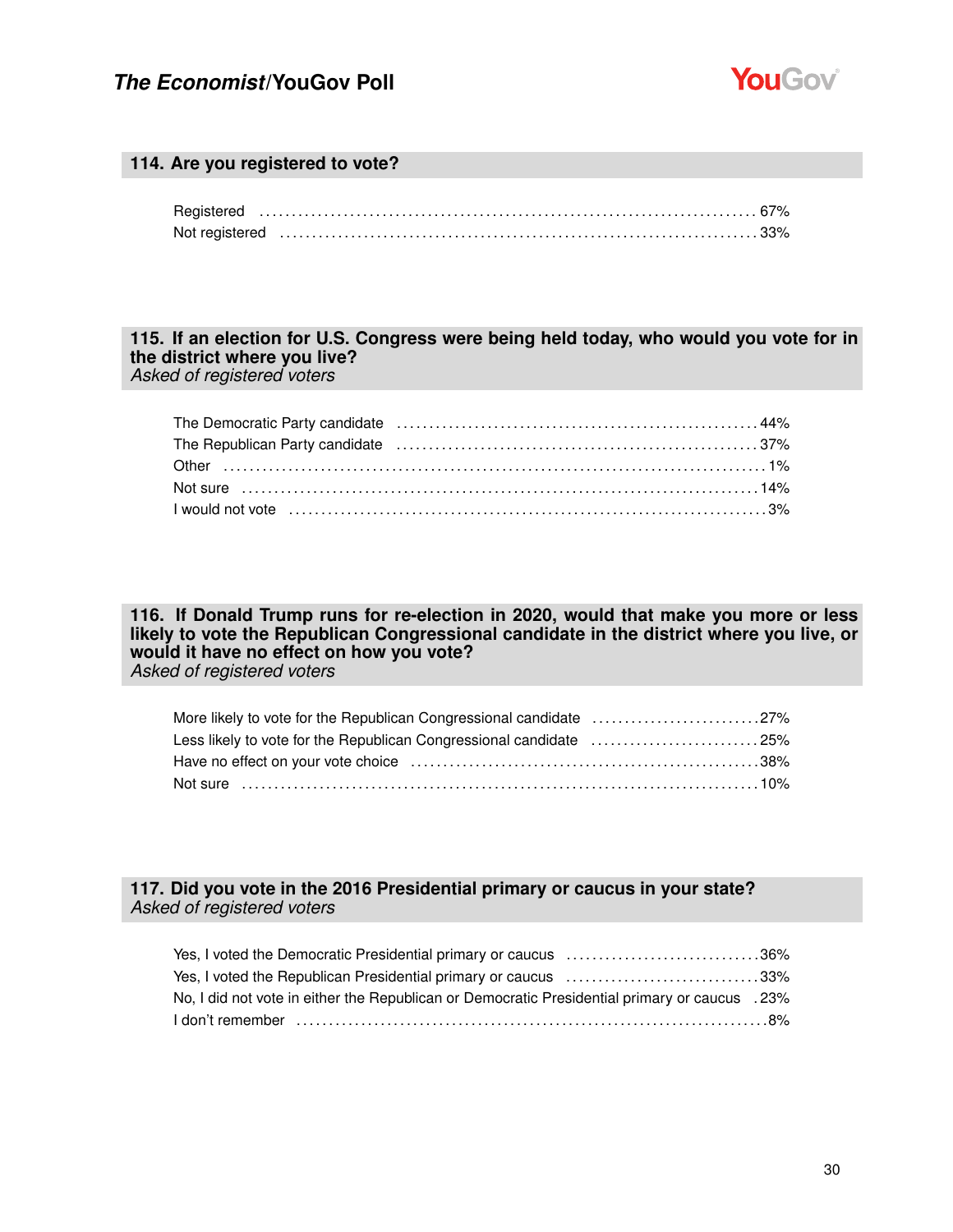### 114. Are you registered to vote?

| | |
|---|---|
| Registered | 67% |
| Not registered | 33% |

### 115. If an election for U.S. Congress were being held today, who would you vote for in the district where you live?
*Asked of registered voters*

| | |
|---|---|
| The Democratic Party candidate | 44% |
| The Republican Party candidate | 37% |
| Other | 1% |
| Not sure | 14% |
| I would not vote | 3% |

### 116. If Donald Trump runs for re-election in 2020, would that make you more or less likely to vote the Republican Congressional candidate in the district where you live, or would it have no effect on how you vote?
*Asked of registered voters*

| | |
|---|---|
| More likely to vote for the Republican Congressional candidate | 27% |
| Less likely to vote for the Republican Congressional candidate | 25% |
| Have no effect on your vote choice | 38% |
| Not sure | 10% |

### 117. Did you vote in the 2016 Presidential primary or caucus in your state?
*Asked of registered voters*

| | |
|---|---|
| Yes, I voted the Democratic Presidential primary or caucus | 36% |
| Yes, I voted the Republican Presidential primary or caucus | 33% |
| No, I did not vote in either the Republican or Democratic Presidential primary or caucus | 23% |
| I don't remember | 8% |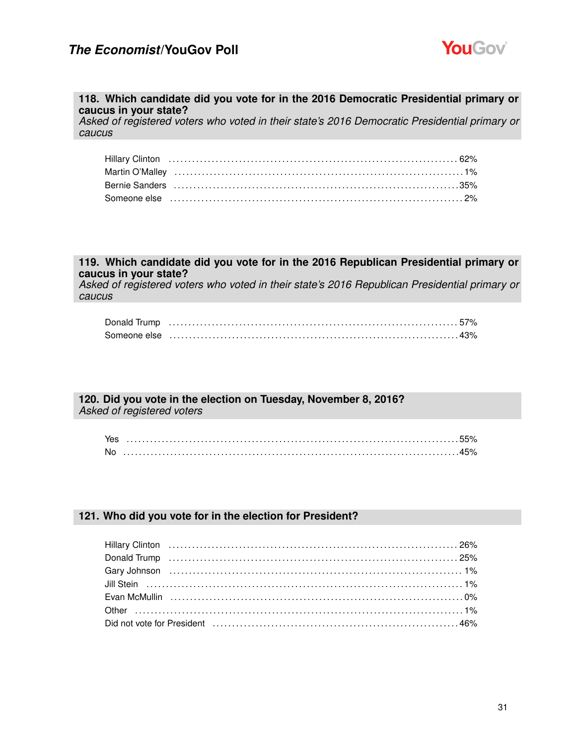## 118. Which candidate did you vote for in the 2016 Democratic Presidential primary or caucus in your state?

*Asked of registered voters who voted in their state's 2016 Democratic Presidential primary or caucus*

| | |
|---|---|
| Hillary Clinton | 62% |
| Martin O'Malley | 1% |
| Bernie Sanders | 35% |
| Someone else | 2% |

## 119. Which candidate did you vote for in the 2016 Republican Presidential primary or caucus in your state?

*Asked of registered voters who voted in their state's 2016 Republican Presidential primary or caucus*

| | |
|---|---|
| Donald Trump | 57% |
| Someone else | 43% |

## 120. Did you vote in the election on Tuesday, November 8, 2016?

*Asked of registered voters*

| | |
|---|---|
| Yes | 55% |
| No | 45% |

## 121. Who did you vote for in the election for President?

| | |
|---|---|
| Hillary Clinton | 26% |
| Donald Trump | 25% |
| Gary Johnson | 1% |
| Jill Stein | 1% |
| Evan McMullin | 0% |
| Other | 1% |
| Did not vote for President | 46% |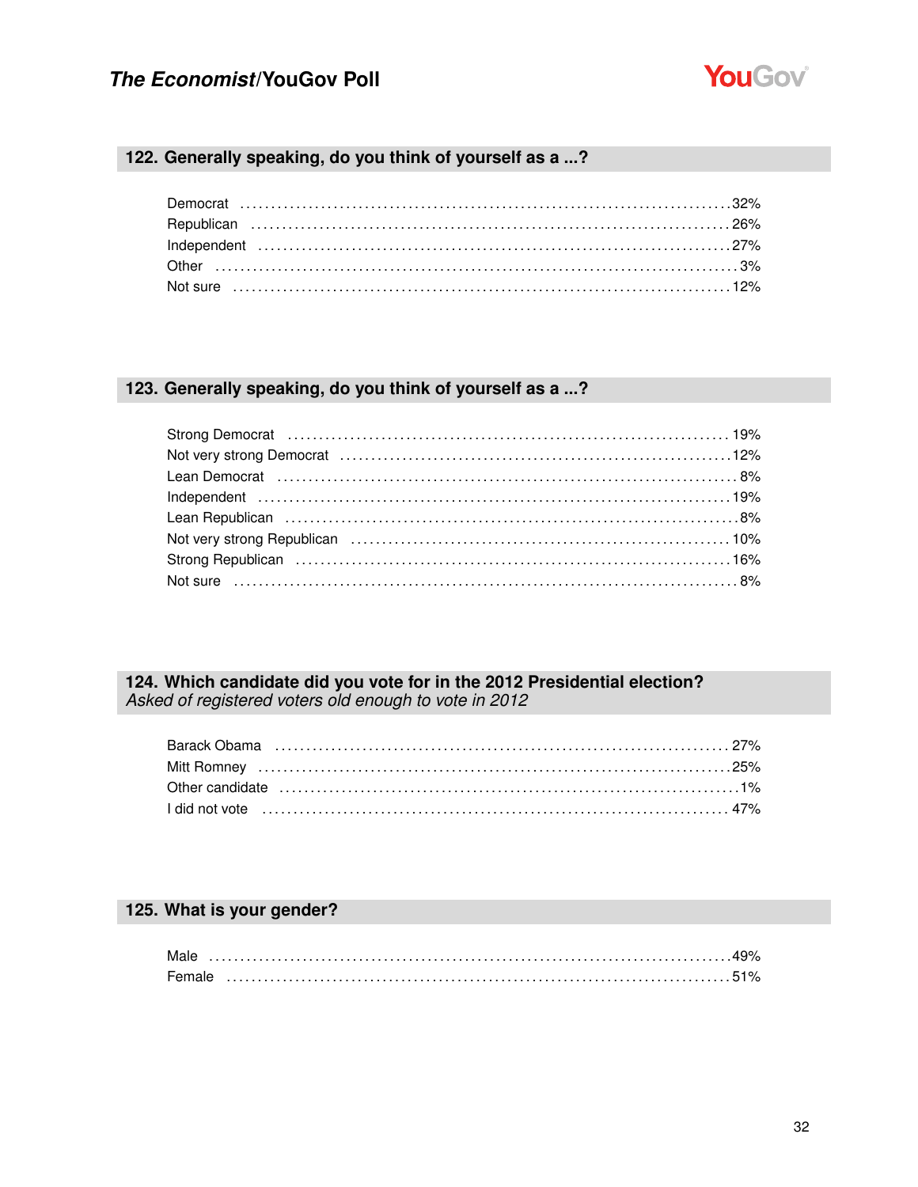## 122. Generally speaking, do you think of yourself as a ...?

| | |
|---|---|
| Democrat | 32% |
| Republican | 26% |
| Independent | 27% |
| Other | 3% |
| Not sure | 12% |

## 123. Generally speaking, do you think of yourself as a ...?

| | |
|---|---|
| Strong Democrat | 19% |
| Not very strong Democrat | 12% |
| Lean Democrat | 8% |
| Independent | 19% |
| Lean Republican | 8% |
| Not very strong Republican | 10% |
| Strong Republican | 16% |
| Not sure | 8% |

## 124. Which candidate did you vote for in the 2012 Presidential election?

*Asked of registered voters old enough to vote in 2012*

| | |
|---|---|
| Barack Obama | 27% |
| Mitt Romney | 25% |
| Other candidate | 1% |
| I did not vote | 47% |

## 125. What is your gender?

| | |
|---|---|
| Male | 49% |
| Female | 51% |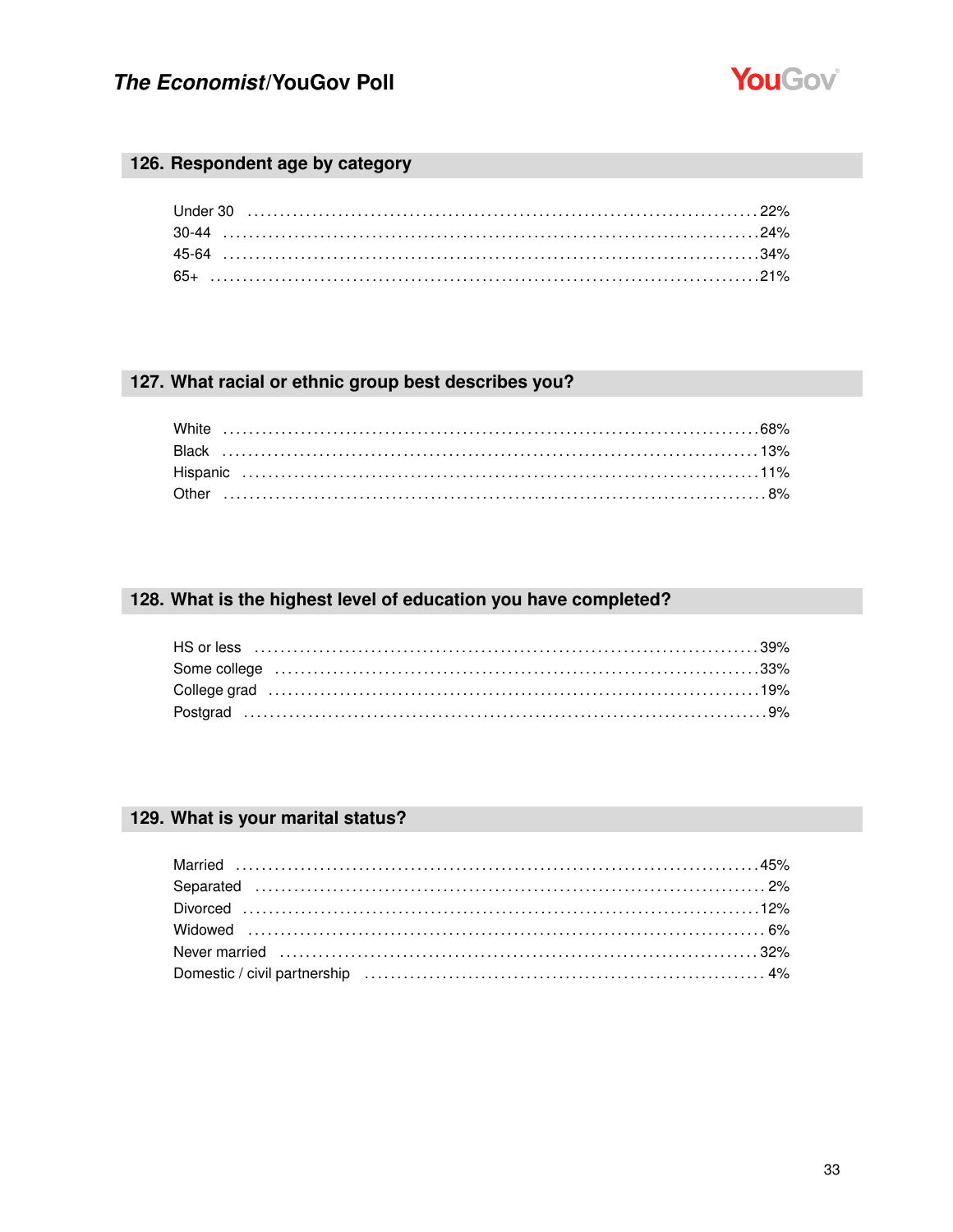## 126. Respondent age by category

| | |
|---|---|
| Under 30 | 22% |
| 30-44 | 24% |
| 45-64 | 34% |
| 65+ | 21% |

## 127. What racial or ethnic group best describes you?

| | |
|---|---|
| White | 68% |
| Black | 13% |
| Hispanic | 11% |
| Other | 8% |

## 128. What is the highest level of education you have completed?

| | |
|---|---|
| HS or less | 39% |
| Some college | 33% |
| College grad | 19% |
| Postgrad | 9% |

## 129. What is your marital status?

| | |
|---|---|
| Married | 45% |
| Separated | 2% |
| Divorced | 12% |
| Widowed | 6% |
| Never married | 32% |
| Domestic / civil partnership | 4% |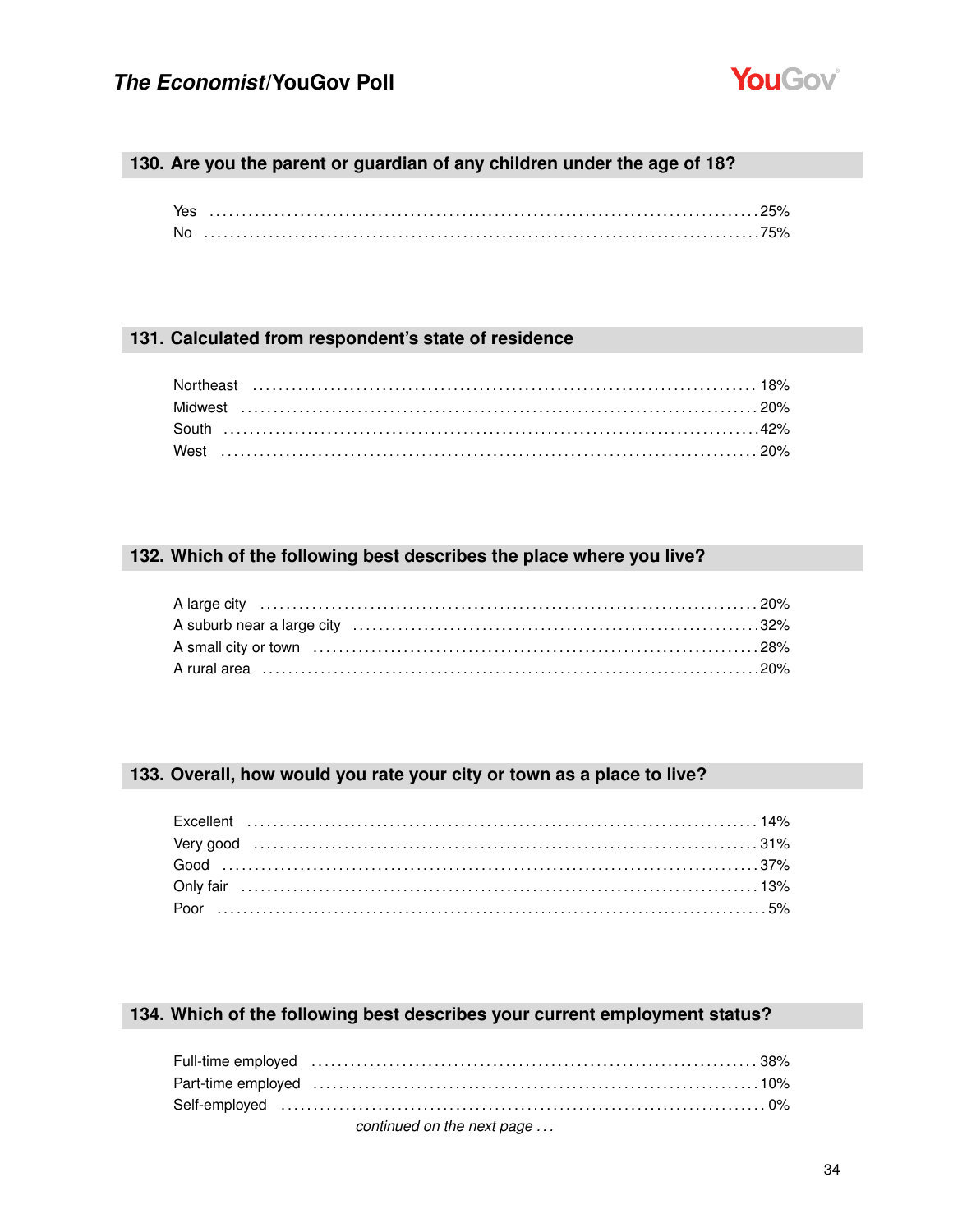## 130. Are you the parent or guardian of any children under the age of 18?

| | |
|---|---|
| Yes | 25% |
| No | 75% |

## 131. Calculated from respondent's state of residence

| | |
|---|---|
| Northeast | 18% |
| Midwest | 20% |
| South | 42% |
| West | 20% |

## 132. Which of the following best describes the place where you live?

| | |
|---|---|
| A large city | 20% |
| A suburb near a large city | 32% |
| A small city or town | 28% |
| A rural area | 20% |

## 133. Overall, how would you rate your city or town as a place to live?

| | |
|---|---|
| Excellent | 14% |
| Very good | 31% |
| Good | 37% |
| Only fair | 13% |
| Poor | 5% |

## 134. Which of the following best describes your current employment status?

| | |
|---|---|
| Full-time employed | 38% |
| Part-time employed | 10% |
| Self-employed | 0% |

*continued on the next page . . .*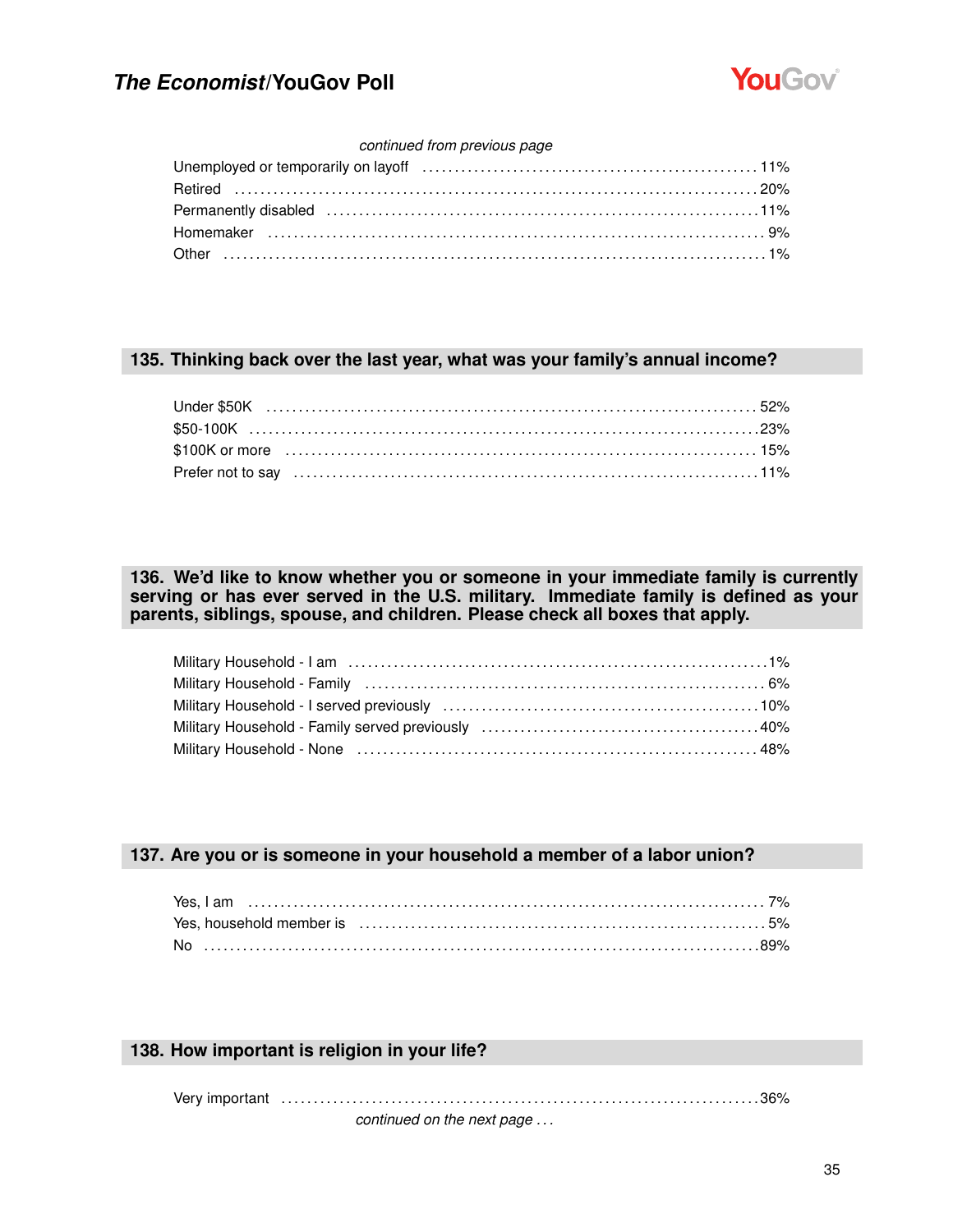*continued from previous page*

| | |
|---|---|
| Unemployed or temporarily on layoff | 11% |
| Retired | 20% |
| Permanently disabled | 11% |
| Homemaker | 9% |
| Other | 1% |

## 135. Thinking back over the last year, what was your family's annual income?

| | |
|---|---|
| Under $50K | 52% |
| $50-100K | 23% |
| $100K or more | 15% |
| Prefer not to say | 11% |

## 136. We'd like to know whether you or someone in your immediate family is currently serving or has ever served in the U.S. military. Immediate family is defined as your parents, siblings, spouse, and children. Please check all boxes that apply.

| | |
|---|---|
| Military Household - I am | 1% |
| Military Household - Family | 6% |
| Military Household - I served previously | 10% |
| Military Household - Family served previously | 40% |
| Military Household - None | 48% |

## 137. Are you or is someone in your household a member of a labor union?

| | |
|---|---|
| Yes, I am | 7% |
| Yes, household member is | 5% |
| No | 89% |

## 138. How important is religion in your life?

| | |
|---|---|
| Very important | 36% |

*continued on the next page . . .*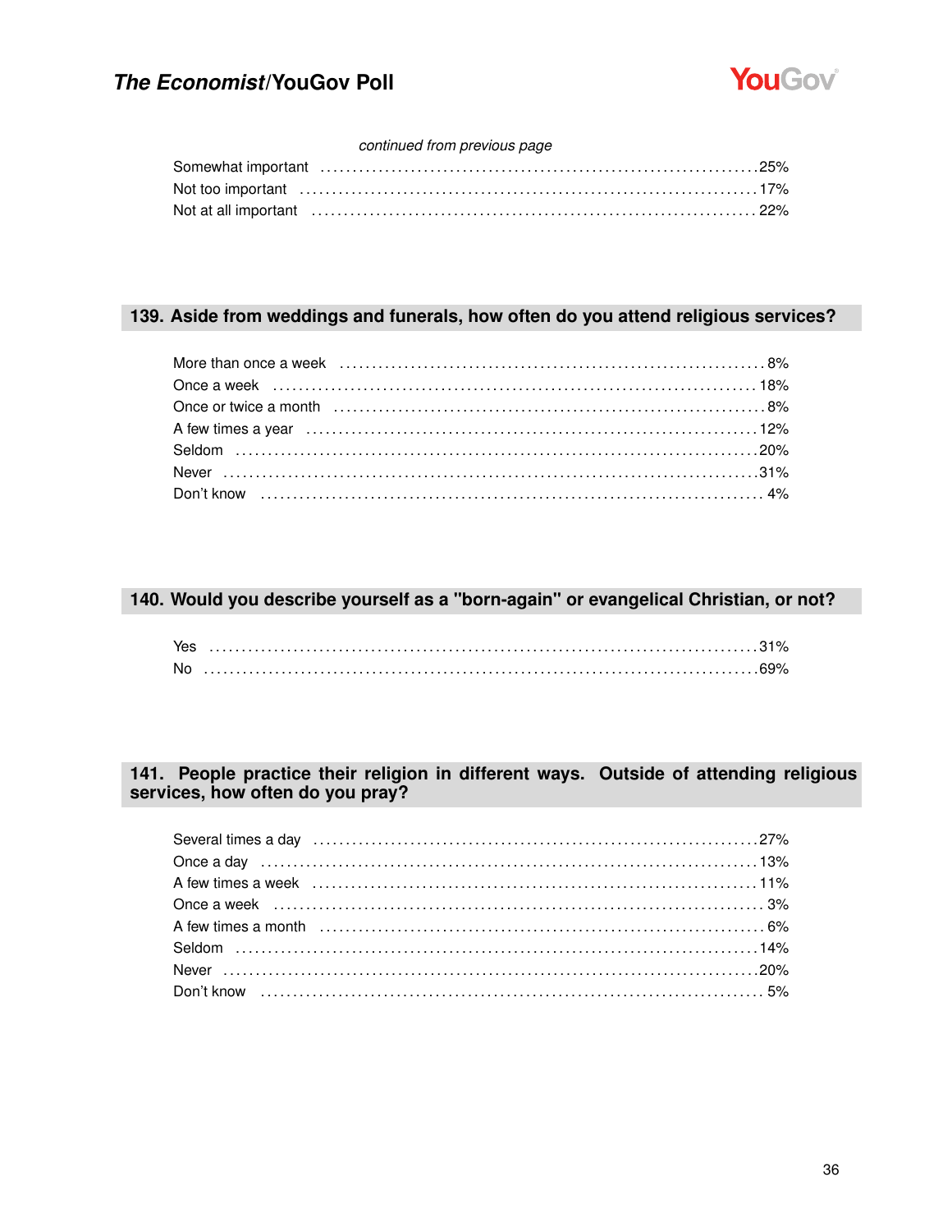*continued from previous page*

| | |
|---|---|
| Somewhat important | 25% |
| Not too important | 17% |
| Not at all important | 22% |

## 139. Aside from weddings and funerals, how often do you attend religious services?

| | |
|---|---|
| More than once a week | 8% |
| Once a week | 18% |
| Once or twice a month | 8% |
| A few times a year | 12% |
| Seldom | 20% |
| Never | 31% |
| Don't know | 4% |

## 140. Would you describe yourself as a "born-again" or evangelical Christian, or not?

| | |
|---|---|
| Yes | 31% |
| No | 69% |

## 141. People practice their religion in different ways. Outside of attending religious services, how often do you pray?

| | |
|---|---|
| Several times a day | 27% |
| Once a day | 13% |
| A few times a week | 11% |
| Once a week | 3% |
| A few times a month | 6% |
| Seldom | 14% |
| Never | 20% |
| Don't know | 5% |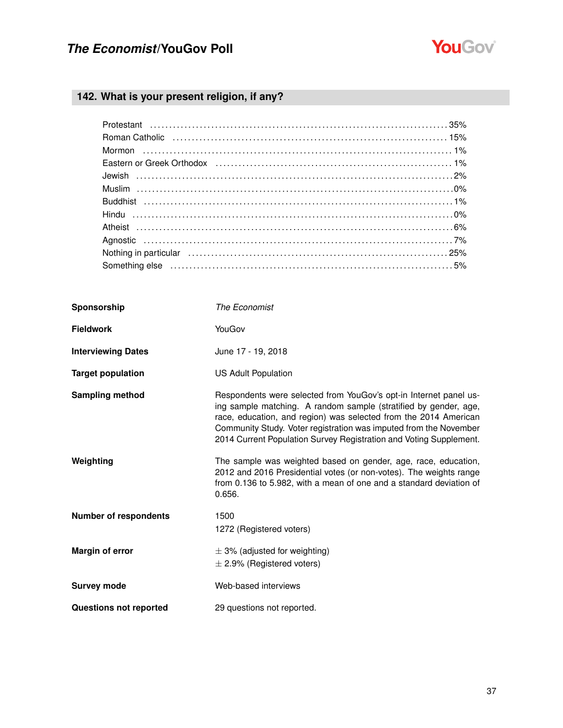## 142. What is your present religion, if any?

| | |
|---|---|
| Protestant | 35% |
| Roman Catholic | 15% |
| Mormon | 1% |
| Eastern or Greek Orthodox | 1% |
| Jewish | 2% |
| Muslim | 0% |
| Buddhist | 1% |
| Hindu | 0% |
| Atheist | 6% |
| Agnostic | 7% |
| Nothing in particular | 25% |
| Something else | 5% |

| | |
|---|---|
| **Sponsorship** | *The Economist* |
| **Fieldwork** | YouGov |
| **Interviewing Dates** | June 17 - 19, 2018 |
| **Target population** | US Adult Population |
| **Sampling method** | Respondents were selected from YouGov's opt-in Internet panel using sample matching. A random sample (stratified by gender, age, race, education, and region) was selected from the 2014 American Community Study. Voter registration was imputed from the November 2014 Current Population Survey Registration and Voting Supplement. |
| **Weighting** | The sample was weighted based on gender, age, race, education, 2012 and 2016 Presidential votes (or non-votes). The weights range from 0.136 to 5.982, with a mean of one and a standard deviation of 0.656. |
| **Number of respondents** | 1500<br>1272 (Registered voters) |
| **Margin of error** | ± 3% (adjusted for weighting)<br>± 2.9% (Registered voters) |
| **Survey mode** | Web-based interviews |
| **Questions not reported** | 29 questions not reported. |